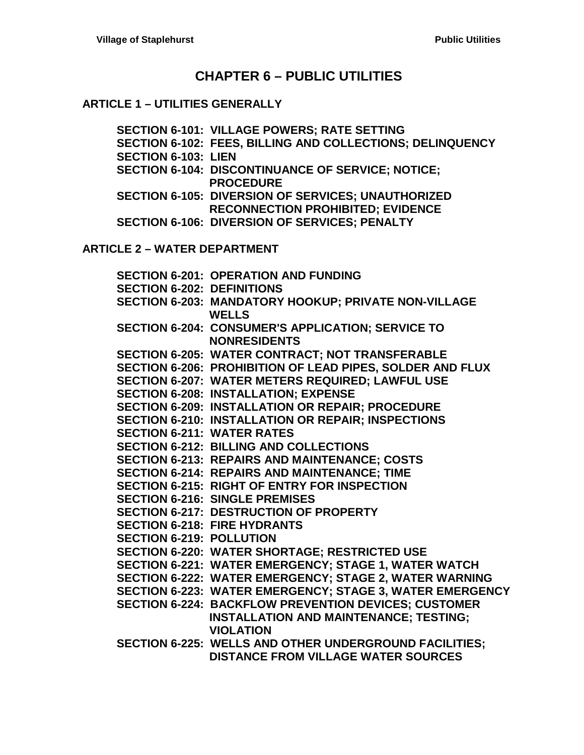# CHAPTER 6 – PUBLIC UTILITIES

## ARTICLE 1 – UTILITIES GENERALLY

**SECTION 6-101: VILLAGE POWERS; RATE SETTING**
**SECTION 6-102: FEES, BILLING AND COLLECTIONS; DELINQUENCY**
**SECTION 6-103: LIEN**
**SECTION 6-104: DISCONTINUANCE OF SERVICE; NOTICE; PROCEDURE**
**SECTION 6-105: DIVERSION OF SERVICES; UNAUTHORIZED RECONNECTION PROHIBITED; EVIDENCE**
**SECTION 6-106: DIVERSION OF SERVICES; PENALTY**

## ARTICLE 2 – WATER DEPARTMENT

**SECTION 6-201: OPERATION AND FUNDING**
**SECTION 6-202: DEFINITIONS**
**SECTION 6-203: MANDATORY HOOKUP; PRIVATE NON-VILLAGE WELLS**
**SECTION 6-204: CONSUMER'S APPLICATION; SERVICE TO NONRESIDENTS**
**SECTION 6-205: WATER CONTRACT; NOT TRANSFERABLE**
**SECTION 6-206: PROHIBITION OF LEAD PIPES, SOLDER AND FLUX**
**SECTION 6-207: WATER METERS REQUIRED; LAWFUL USE**
**SECTION 6-208: INSTALLATION; EXPENSE**
**SECTION 6-209: INSTALLATION OR REPAIR; PROCEDURE**
**SECTION 6-210: INSTALLATION OR REPAIR; INSPECTIONS**
**SECTION 6-211: WATER RATES**
**SECTION 6-212: BILLING AND COLLECTIONS**
**SECTION 6-213: REPAIRS AND MAINTENANCE; COSTS**
**SECTION 6-214: REPAIRS AND MAINTENANCE; TIME**
**SECTION 6-215: RIGHT OF ENTRY FOR INSPECTION**
**SECTION 6-216: SINGLE PREMISES**
**SECTION 6-217: DESTRUCTION OF PROPERTY**
**SECTION 6-218: FIRE HYDRANTS**
**SECTION 6-219: POLLUTION**
**SECTION 6-220: WATER SHORTAGE; RESTRICTED USE**
**SECTION 6-221: WATER EMERGENCY; STAGE 1, WATER WATCH**
**SECTION 6-222: WATER EMERGENCY; STAGE 2, WATER WARNING**
**SECTION 6-223: WATER EMERGENCY; STAGE 3, WATER EMERGENCY**
**SECTION 6-224: BACKFLOW PREVENTION DEVICES; CUSTOMER INSTALLATION AND MAINTENANCE; TESTING; VIOLATION**
**SECTION 6-225: WELLS AND OTHER UNDERGROUND FACILITIES; DISTANCE FROM VILLAGE WATER SOURCES**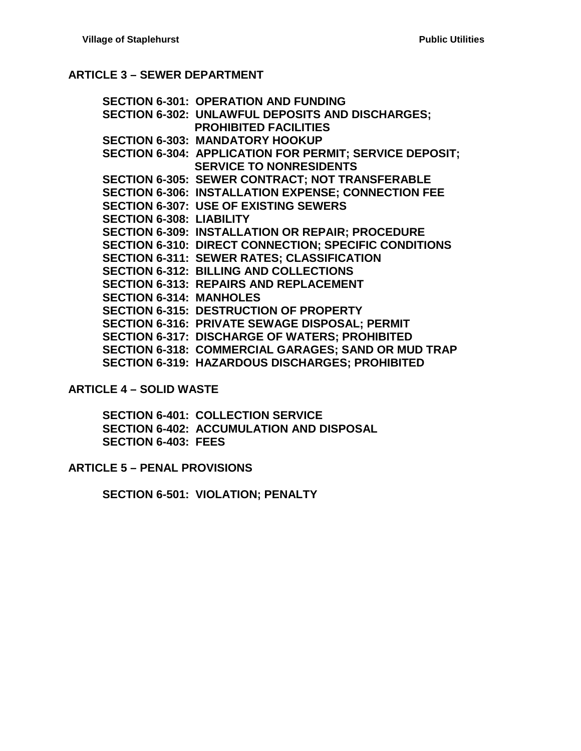## ARTICLE 3 – SEWER DEPARTMENT

**SECTION 6-301: OPERATION AND FUNDING**
**SECTION 6-302: UNLAWFUL DEPOSITS AND DISCHARGES; PROHIBITED FACILITIES**
**SECTION 6-303: MANDATORY HOOKUP**
**SECTION 6-304: APPLICATION FOR PERMIT; SERVICE DEPOSIT; SERVICE TO NONRESIDENTS**
**SECTION 6-305: SEWER CONTRACT; NOT TRANSFERABLE**
**SECTION 6-306: INSTALLATION EXPENSE; CONNECTION FEE**
**SECTION 6-307: USE OF EXISTING SEWERS**
**SECTION 6-308: LIABILITY**
**SECTION 6-309: INSTALLATION OR REPAIR; PROCEDURE**
**SECTION 6-310: DIRECT CONNECTION; SPECIFIC CONDITIONS**
**SECTION 6-311: SEWER RATES; CLASSIFICATION**
**SECTION 6-312: BILLING AND COLLECTIONS**
**SECTION 6-313: REPAIRS AND REPLACEMENT**
**SECTION 6-314: MANHOLES**
**SECTION 6-315: DESTRUCTION OF PROPERTY**
**SECTION 6-316: PRIVATE SEWAGE DISPOSAL; PERMIT**
**SECTION 6-317: DISCHARGE OF WATERS; PROHIBITED**
**SECTION 6-318: COMMERCIAL GARAGES; SAND OR MUD TRAP**
**SECTION 6-319: HAZARDOUS DISCHARGES; PROHIBITED**

## ARTICLE 4 – SOLID WASTE

**SECTION 6-401: COLLECTION SERVICE**
**SECTION 6-402: ACCUMULATION AND DISPOSAL**
**SECTION 6-403: FEES**

## ARTICLE 5 – PENAL PROVISIONS

**SECTION 6-501: VIOLATION; PENALTY**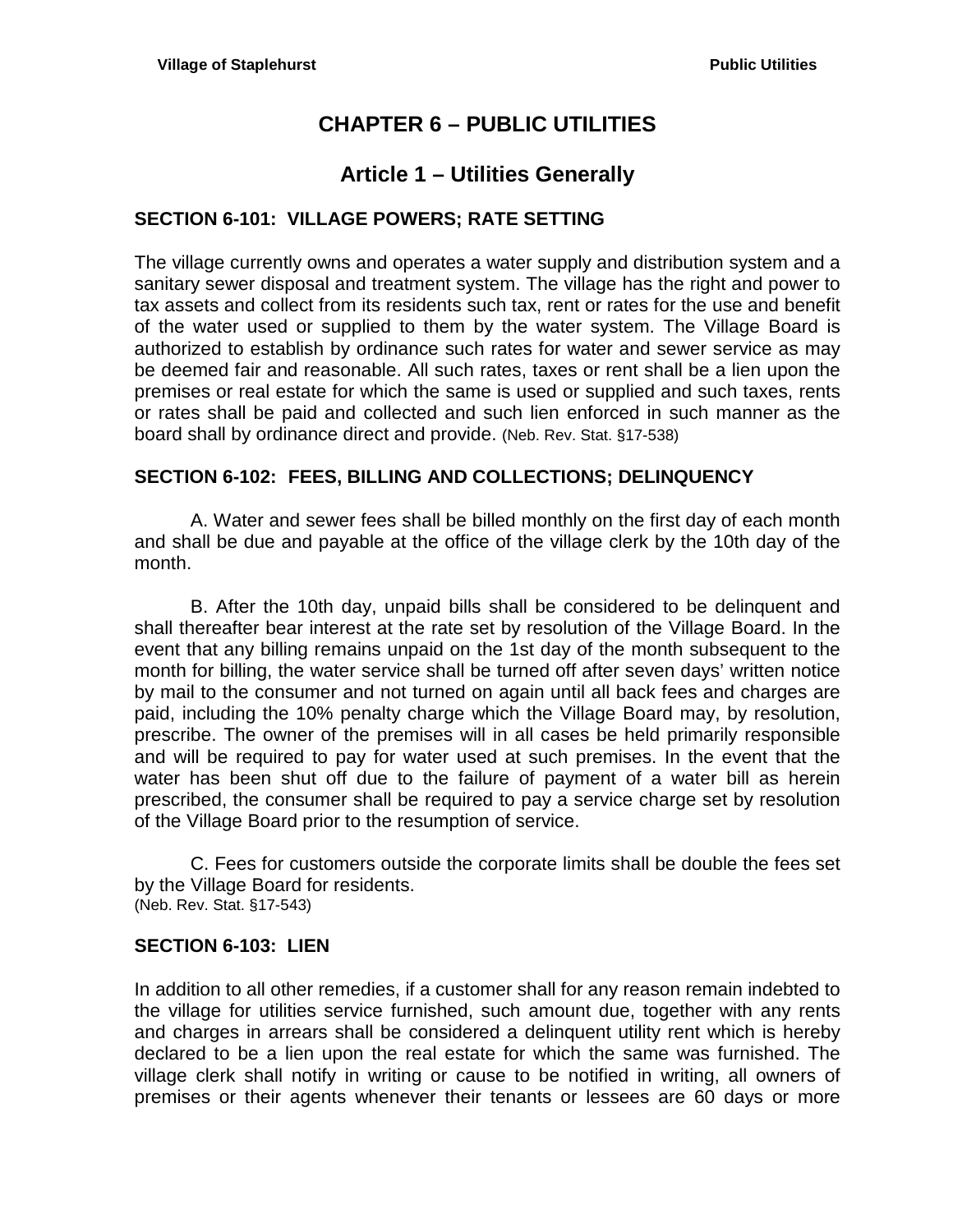# CHAPTER 6 – PUBLIC UTILITIES

## Article 1 – Utilities Generally

### SECTION 6-101: VILLAGE POWERS; RATE SETTING

The village currently owns and operates a water supply and distribution system and a sanitary sewer disposal and treatment system. The village has the right and power to tax assets and collect from its residents such tax, rent or rates for the use and benefit of the water used or supplied to them by the water system. The Village Board is authorized to establish by ordinance such rates for water and sewer service as may be deemed fair and reasonable. All such rates, taxes or rent shall be a lien upon the premises or real estate for which the same is used or supplied and such taxes, rents or rates shall be paid and collected and such lien enforced in such manner as the board shall by ordinance direct and provide. (Neb. Rev. Stat. §17-538)

### SECTION 6-102: FEES, BILLING AND COLLECTIONS; DELINQUENCY

A. Water and sewer fees shall be billed monthly on the first day of each month and shall be due and payable at the office of the village clerk by the 10th day of the month.

B. After the 10th day, unpaid bills shall be considered to be delinquent and shall thereafter bear interest at the rate set by resolution of the Village Board. In the event that any billing remains unpaid on the 1st day of the month subsequent to the month for billing, the water service shall be turned off after seven days' written notice by mail to the consumer and not turned on again until all back fees and charges are paid, including the 10% penalty charge which the Village Board may, by resolution, prescribe. The owner of the premises will in all cases be held primarily responsible and will be required to pay for water used at such premises. In the event that the water has been shut off due to the failure of payment of a water bill as herein prescribed, the consumer shall be required to pay a service charge set by resolution of the Village Board prior to the resumption of service.

C. Fees for customers outside the corporate limits shall be double the fees set by the Village Board for residents.
(Neb. Rev. Stat. §17-543)

### SECTION 6-103: LIEN

In addition to all other remedies, if a customer shall for any reason remain indebted to the village for utilities service furnished, such amount due, together with any rents and charges in arrears shall be considered a delinquent utility rent which is hereby declared to be a lien upon the real estate for which the same was furnished. The village clerk shall notify in writing or cause to be notified in writing, all owners of premises or their agents whenever their tenants or lessees are 60 days or more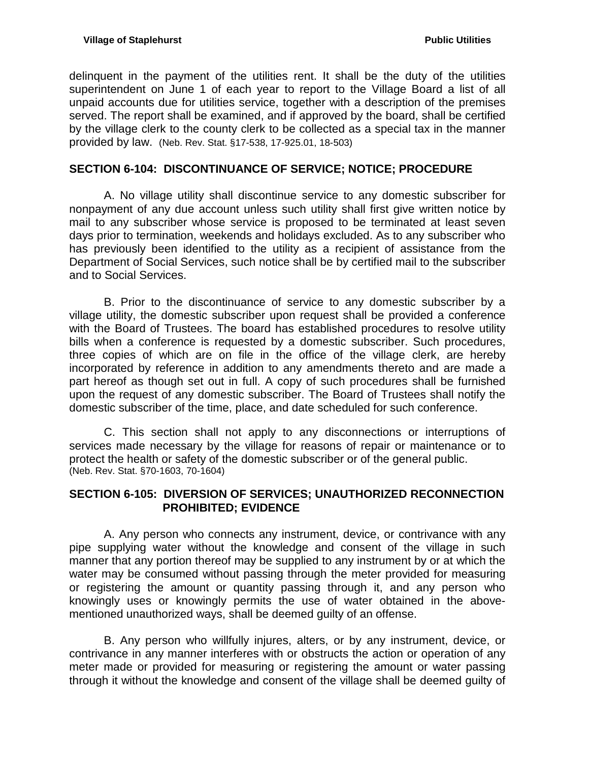delinquent in the payment of the utilities rent. It shall be the duty of the utilities superintendent on June 1 of each year to report to the Village Board a list of all unpaid accounts due for utilities service, together with a description of the premises served. The report shall be examined, and if approved by the board, shall be certified by the village clerk to the county clerk to be collected as a special tax in the manner provided by law. (Neb. Rev. Stat. §17-538, 17-925.01, 18-503)

## SECTION 6-104: DISCONTINUANCE OF SERVICE; NOTICE; PROCEDURE

A. No village utility shall discontinue service to any domestic subscriber for nonpayment of any due account unless such utility shall first give written notice by mail to any subscriber whose service is proposed to be terminated at least seven days prior to termination, weekends and holidays excluded. As to any subscriber who has previously been identified to the utility as a recipient of assistance from the Department of Social Services, such notice shall be by certified mail to the subscriber and to Social Services.

B. Prior to the discontinuance of service to any domestic subscriber by a village utility, the domestic subscriber upon request shall be provided a conference with the Board of Trustees. The board has established procedures to resolve utility bills when a conference is requested by a domestic subscriber. Such procedures, three copies of which are on file in the office of the village clerk, are hereby incorporated by reference in addition to any amendments thereto and are made a part hereof as though set out in full. A copy of such procedures shall be furnished upon the request of any domestic subscriber. The Board of Trustees shall notify the domestic subscriber of the time, place, and date scheduled for such conference.

C. This section shall not apply to any disconnections or interruptions of services made necessary by the village for reasons of repair or maintenance or to protect the health or safety of the domestic subscriber or of the general public.
(Neb. Rev. Stat. §70-1603, 70-1604)

## SECTION 6-105: DIVERSION OF SERVICES; UNAUTHORIZED RECONNECTION PROHIBITED; EVIDENCE

A. Any person who connects any instrument, device, or contrivance with any pipe supplying water without the knowledge and consent of the village in such manner that any portion thereof may be supplied to any instrument by or at which the water may be consumed without passing through the meter provided for measuring or registering the amount or quantity passing through it, and any person who knowingly uses or knowingly permits the use of water obtained in the above-mentioned unauthorized ways, shall be deemed guilty of an offense.

B. Any person who willfully injures, alters, or by any instrument, device, or contrivance in any manner interferes with or obstructs the action or operation of any meter made or provided for measuring or registering the amount or water passing through it without the knowledge and consent of the village shall be deemed guilty of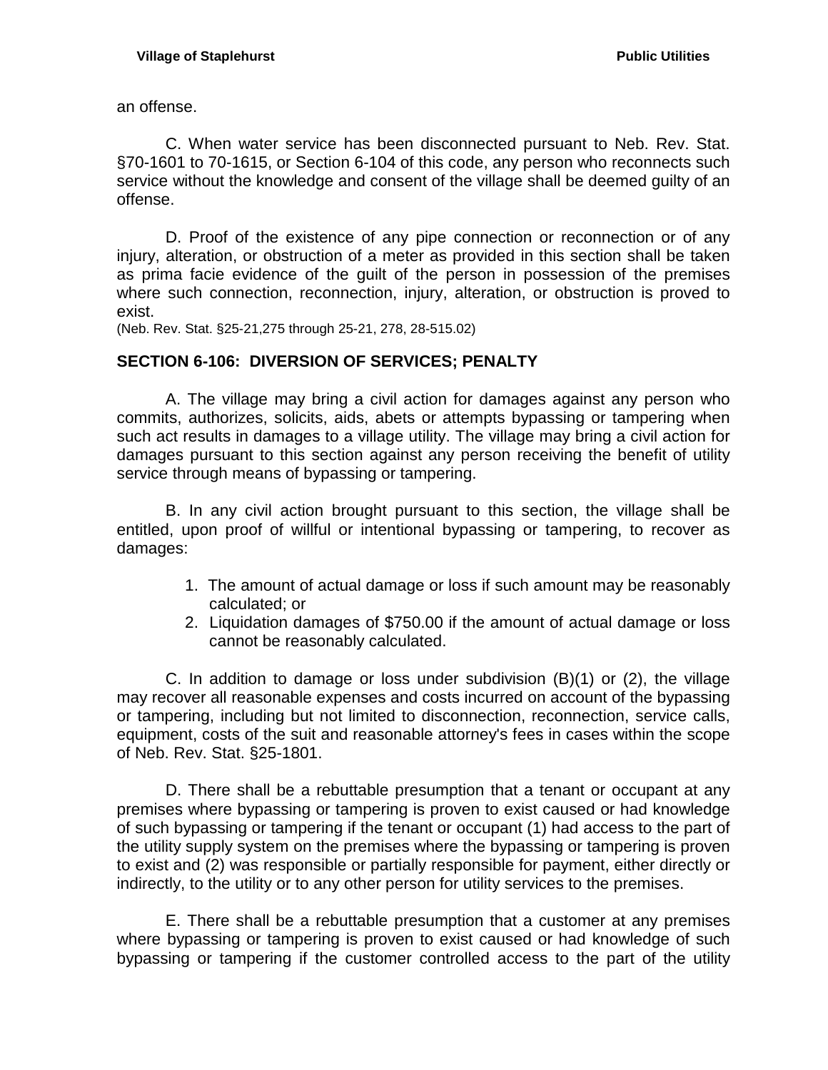an offense.

C. When water service has been disconnected pursuant to Neb. Rev. Stat. §70-1601 to 70-1615, or Section 6-104 of this code, any person who reconnects such service without the knowledge and consent of the village shall be deemed guilty of an offense.

D. Proof of the existence of any pipe connection or reconnection or of any injury, alteration, or obstruction of a meter as provided in this section shall be taken as prima facie evidence of the guilt of the person in possession of the premises where such connection, reconnection, injury, alteration, or obstruction is proved to exist.
(Neb. Rev. Stat. §25-21,275 through 25-21, 278, 28-515.02)

## SECTION 6-106: DIVERSION OF SERVICES; PENALTY

A. The village may bring a civil action for damages against any person who commits, authorizes, solicits, aids, abets or attempts bypassing or tampering when such act results in damages to a village utility. The village may bring a civil action for damages pursuant to this section against any person receiving the benefit of utility service through means of bypassing or tampering.

B. In any civil action brought pursuant to this section, the village shall be entitled, upon proof of willful or intentional bypassing or tampering, to recover as damages:

1. The amount of actual damage or loss if such amount may be reasonably calculated; or
2. Liquidation damages of $750.00 if the amount of actual damage or loss cannot be reasonably calculated.

C. In addition to damage or loss under subdivision (B)(1) or (2), the village may recover all reasonable expenses and costs incurred on account of the bypassing or tampering, including but not limited to disconnection, reconnection, service calls, equipment, costs of the suit and reasonable attorney's fees in cases within the scope of Neb. Rev. Stat. §25-1801.

D. There shall be a rebuttable presumption that a tenant or occupant at any premises where bypassing or tampering is proven to exist caused or had knowledge of such bypassing or tampering if the tenant or occupant (1) had access to the part of the utility supply system on the premises where the bypassing or tampering is proven to exist and (2) was responsible or partially responsible for payment, either directly or indirectly, to the utility or to any other person for utility services to the premises.

E. There shall be a rebuttable presumption that a customer at any premises where bypassing or tampering is proven to exist caused or had knowledge of such bypassing or tampering if the customer controlled access to the part of the utility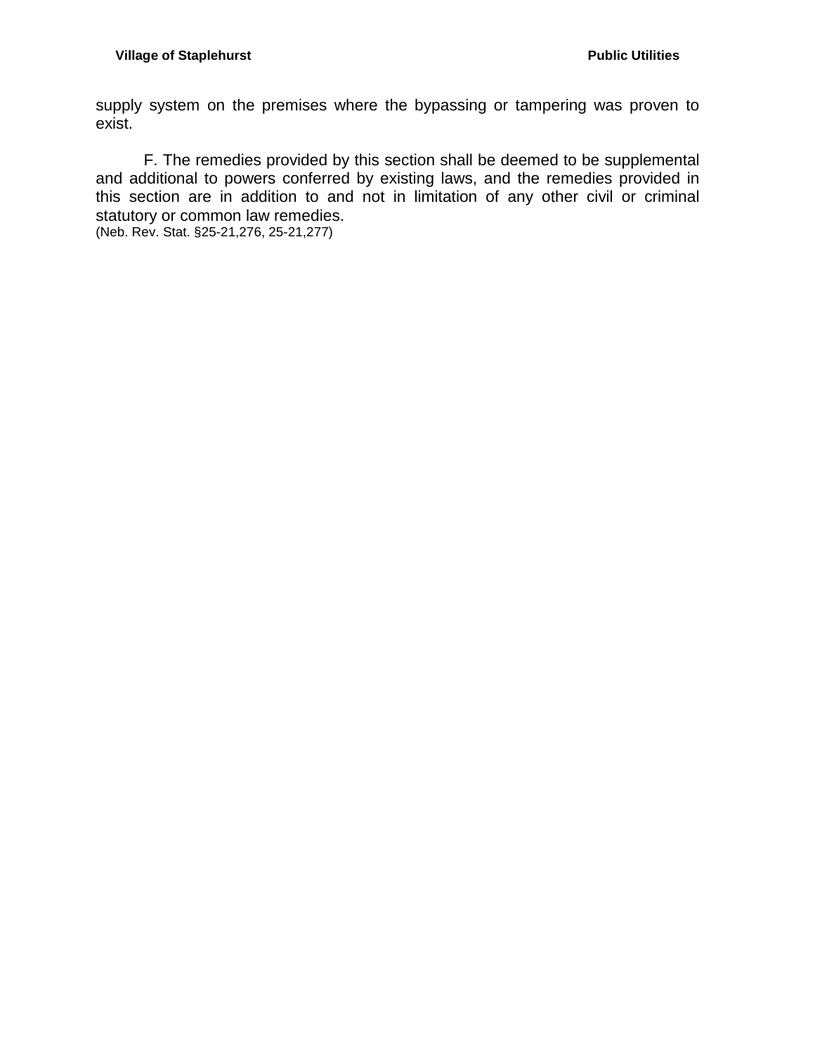supply system on the premises where the bypassing or tampering was proven to exist.

F. The remedies provided by this section shall be deemed to be supplemental and additional to powers conferred by existing laws, and the remedies provided in this section are in addition to and not in limitation of any other civil or criminal statutory or common law remedies.
(Neb. Rev. Stat. §25-21,276, 25-21,277)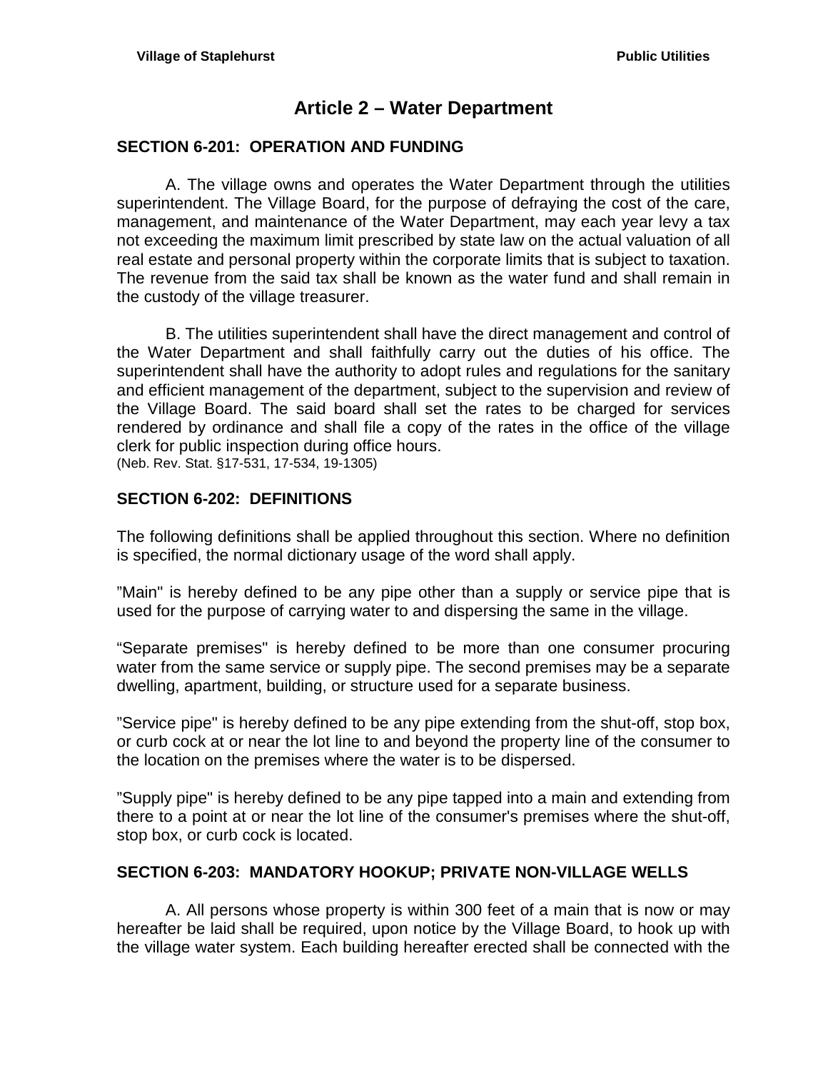# Article 2 – Water Department

## SECTION 6-201: OPERATION AND FUNDING

A. The village owns and operates the Water Department through the utilities superintendent. The Village Board, for the purpose of defraying the cost of the care, management, and maintenance of the Water Department, may each year levy a tax not exceeding the maximum limit prescribed by state law on the actual valuation of all real estate and personal property within the corporate limits that is subject to taxation. The revenue from the said tax shall be known as the water fund and shall remain in the custody of the village treasurer.

B. The utilities superintendent shall have the direct management and control of the Water Department and shall faithfully carry out the duties of his office. The superintendent shall have the authority to adopt rules and regulations for the sanitary and efficient management of the department, subject to the supervision and review of the Village Board. The said board shall set the rates to be charged for services rendered by ordinance and shall file a copy of the rates in the office of the village clerk for public inspection during office hours.
(Neb. Rev. Stat. §17-531, 17-534, 19-1305)

## SECTION 6-202: DEFINITIONS

The following definitions shall be applied throughout this section. Where no definition is specified, the normal dictionary usage of the word shall apply.

"Main" is hereby defined to be any pipe other than a supply or service pipe that is used for the purpose of carrying water to and dispersing the same in the village.

"Separate premises" is hereby defined to be more than one consumer procuring water from the same service or supply pipe. The second premises may be a separate dwelling, apartment, building, or structure used for a separate business.

"Service pipe" is hereby defined to be any pipe extending from the shut-off, stop box, or curb cock at or near the lot line to and beyond the property line of the consumer to the location on the premises where the water is to be dispersed.

"Supply pipe" is hereby defined to be any pipe tapped into a main and extending from there to a point at or near the lot line of the consumer's premises where the shut-off, stop box, or curb cock is located.

## SECTION 6-203: MANDATORY HOOKUP; PRIVATE NON-VILLAGE WELLS

A. All persons whose property is within 300 feet of a main that is now or may hereafter be laid shall be required, upon notice by the Village Board, to hook up with the village water system. Each building hereafter erected shall be connected with the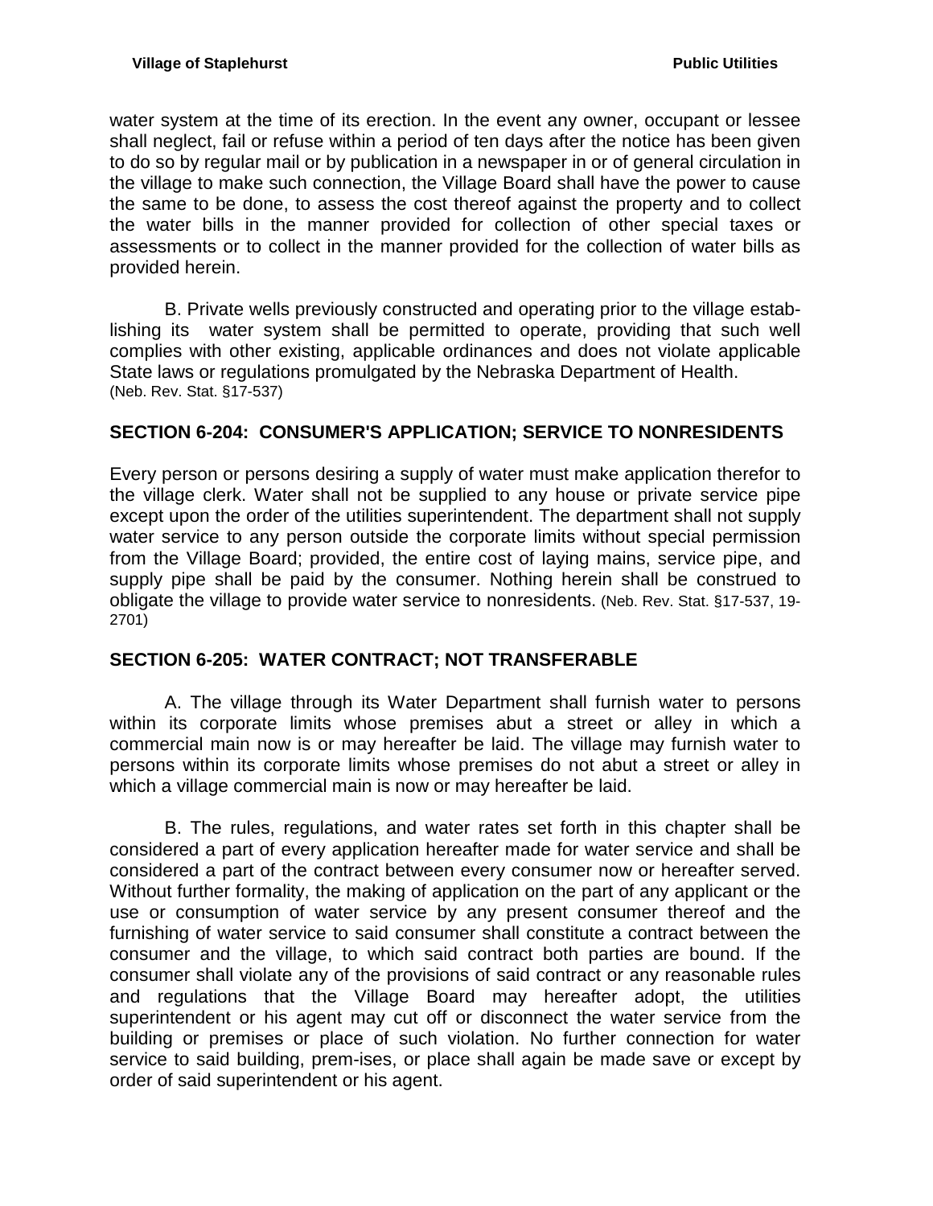water system at the time of its erection. In the event any owner, occupant or lessee shall neglect, fail or refuse within a period of ten days after the notice has been given to do so by regular mail or by publication in a newspaper in or of general circulation in the village to make such connection, the Village Board shall have the power to cause the same to be done, to assess the cost thereof against the property and to collect the water bills in the manner provided for collection of other special taxes or assessments or to collect in the manner provided for the collection of water bills as provided herein.

B. Private wells previously constructed and operating prior to the village establishing its water system shall be permitted to operate, providing that such well complies with other existing, applicable ordinances and does not violate applicable State laws or regulations promulgated by the Nebraska Department of Health.
(Neb. Rev. Stat. §17-537)

## SECTION 6-204: CONSUMER'S APPLICATION; SERVICE TO NONRESIDENTS

Every person or persons desiring a supply of water must make application therefor to the village clerk. Water shall not be supplied to any house or private service pipe except upon the order of the utilities superintendent. The department shall not supply water service to any person outside the corporate limits without special permission from the Village Board; provided, the entire cost of laying mains, service pipe, and supply pipe shall be paid by the consumer. Nothing herein shall be construed to obligate the village to provide water service to nonresidents. (Neb. Rev. Stat. §17-537, 19-2701)

## SECTION 6-205: WATER CONTRACT; NOT TRANSFERABLE

A. The village through its Water Department shall furnish water to persons within its corporate limits whose premises abut a street or alley in which a commercial main now is or may hereafter be laid. The village may furnish water to persons within its corporate limits whose premises do not abut a street or alley in which a village commercial main is now or may hereafter be laid.

B. The rules, regulations, and water rates set forth in this chapter shall be considered a part of every application hereafter made for water service and shall be considered a part of the contract between every consumer now or hereafter served. Without further formality, the making of application on the part of any applicant or the use or consumption of water service by any present consumer thereof and the furnishing of water service to said consumer shall constitute a contract between the consumer and the village, to which said contract both parties are bound. If the consumer shall violate any of the provisions of said contract or any reasonable rules and regulations that the Village Board may hereafter adopt, the utilities superintendent or his agent may cut off or disconnect the water service from the building or premises or place of such violation. No further connection for water service to said building, premises, or place shall again be made save or except by order of said superintendent or his agent.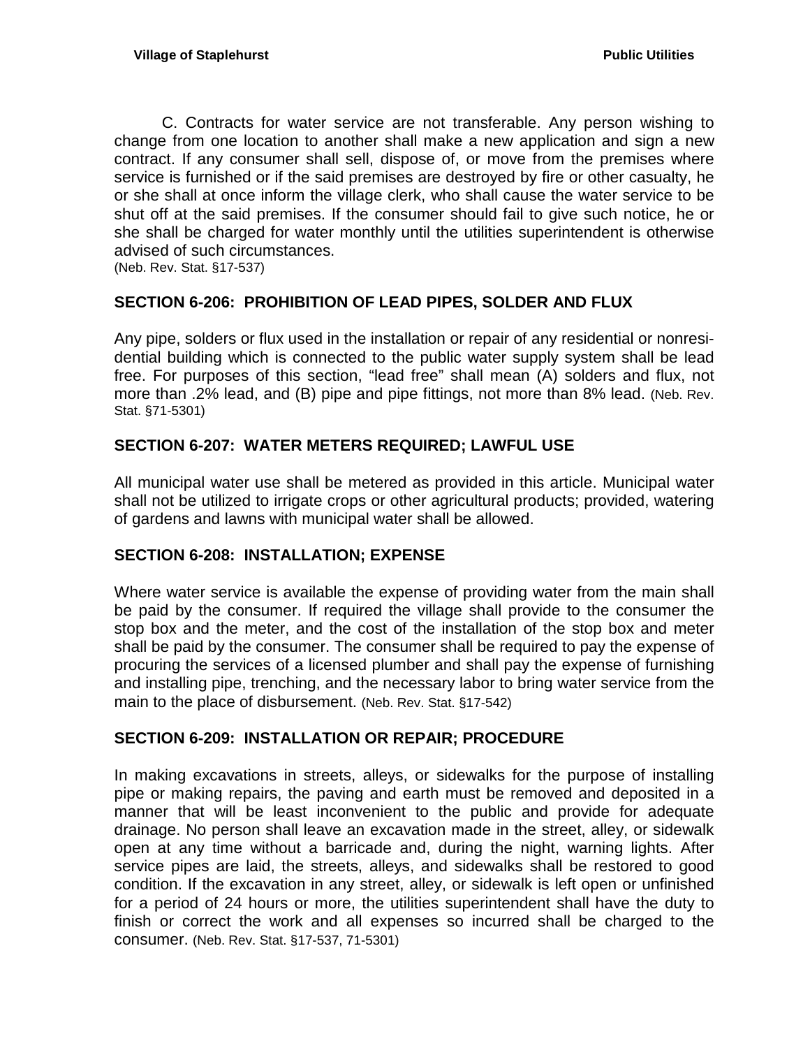C. Contracts for water service are not transferable. Any person wishing to change from one location to another shall make a new application and sign a new contract. If any consumer shall sell, dispose of, or move from the premises where service is furnished or if the said premises are destroyed by fire or other casualty, he or she shall at once inform the village clerk, who shall cause the water service to be shut off at the said premises. If the consumer should fail to give such notice, he or she shall be charged for water monthly until the utilities superintendent is otherwise advised of such circumstances.
(Neb. Rev. Stat. §17-537)

## SECTION 6-206: PROHIBITION OF LEAD PIPES, SOLDER AND FLUX

Any pipe, solders or flux used in the installation or repair of any residential or nonresidential building which is connected to the public water supply system shall be lead free. For purposes of this section, "lead free" shall mean (A) solders and flux, not more than .2% lead, and (B) pipe and pipe fittings, not more than 8% lead. (Neb. Rev. Stat. §71-5301)

## SECTION 6-207: WATER METERS REQUIRED; LAWFUL USE

All municipal water use shall be metered as provided in this article. Municipal water shall not be utilized to irrigate crops or other agricultural products; provided, watering of gardens and lawns with municipal water shall be allowed.

## SECTION 6-208: INSTALLATION; EXPENSE

Where water service is available the expense of providing water from the main shall be paid by the consumer. If required the village shall provide to the consumer the stop box and the meter, and the cost of the installation of the stop box and meter shall be paid by the consumer. The consumer shall be required to pay the expense of procuring the services of a licensed plumber and shall pay the expense of furnishing and installing pipe, trenching, and the necessary labor to bring water service from the main to the place of disbursement. (Neb. Rev. Stat. §17-542)

## SECTION 6-209: INSTALLATION OR REPAIR; PROCEDURE

In making excavations in streets, alleys, or sidewalks for the purpose of installing pipe or making repairs, the paving and earth must be removed and deposited in a manner that will be least inconvenient to the public and provide for adequate drainage. No person shall leave an excavation made in the street, alley, or sidewalk open at any time without a barricade and, during the night, warning lights. After service pipes are laid, the streets, alleys, and sidewalks shall be restored to good condition. If the excavation in any street, alley, or sidewalk is left open or unfinished for a period of 24 hours or more, the utilities superintendent shall have the duty to finish or correct the work and all expenses so incurred shall be charged to the consumer. (Neb. Rev. Stat. §17-537, 71-5301)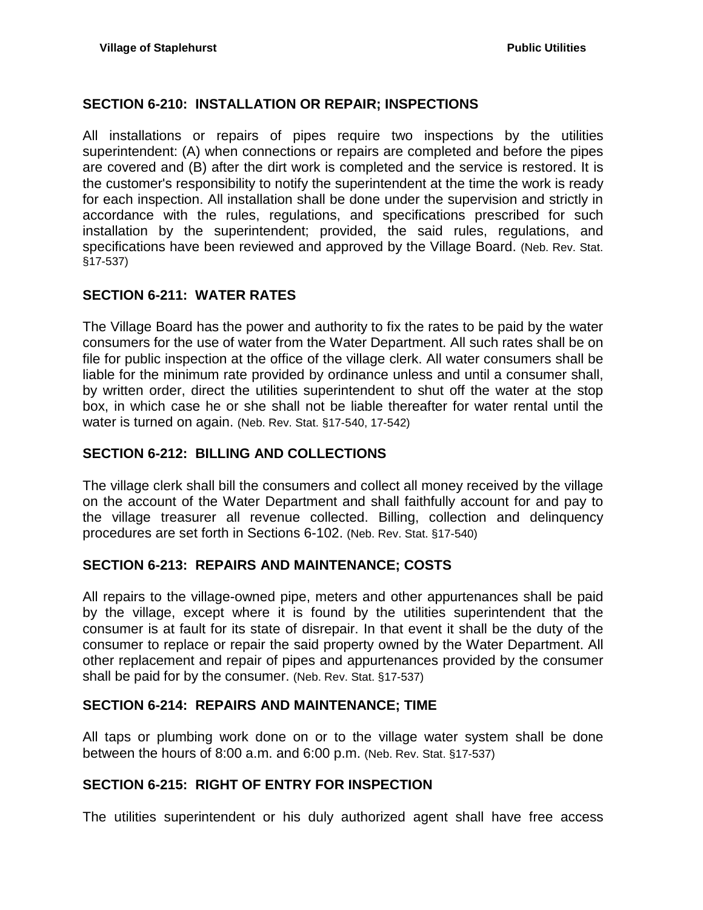## SECTION 6-210: INSTALLATION OR REPAIR; INSPECTIONS

All installations or repairs of pipes require two inspections by the utilities superintendent: (A) when connections or repairs are completed and before the pipes are covered and (B) after the dirt work is completed and the service is restored. It is the customer's responsibility to notify the superintendent at the time the work is ready for each inspection. All installation shall be done under the supervision and strictly in accordance with the rules, regulations, and specifications prescribed for such installation by the superintendent; provided, the said rules, regulations, and specifications have been reviewed and approved by the Village Board. (Neb. Rev. Stat. §17-537)

## SECTION 6-211: WATER RATES

The Village Board has the power and authority to fix the rates to be paid by the water consumers for the use of water from the Water Department. All such rates shall be on file for public inspection at the office of the village clerk. All water consumers shall be liable for the minimum rate provided by ordinance unless and until a consumer shall, by written order, direct the utilities superintendent to shut off the water at the stop box, in which case he or she shall not be liable thereafter for water rental until the water is turned on again. (Neb. Rev. Stat. §17-540, 17-542)

## SECTION 6-212: BILLING AND COLLECTIONS

The village clerk shall bill the consumers and collect all money received by the village on the account of the Water Department and shall faithfully account for and pay to the village treasurer all revenue collected. Billing, collection and delinquency procedures are set forth in Sections 6-102. (Neb. Rev. Stat. §17-540)

## SECTION 6-213: REPAIRS AND MAINTENANCE; COSTS

All repairs to the village-owned pipe, meters and other appurtenances shall be paid by the village, except where it is found by the utilities superintendent that the consumer is at fault for its state of disrepair. In that event it shall be the duty of the consumer to replace or repair the said property owned by the Water Department. All other replacement and repair of pipes and appurtenances provided by the consumer shall be paid for by the consumer. (Neb. Rev. Stat. §17-537)

## SECTION 6-214: REPAIRS AND MAINTENANCE; TIME

All taps or plumbing work done on or to the village water system shall be done between the hours of 8:00 a.m. and 6:00 p.m. (Neb. Rev. Stat. §17-537)

## SECTION 6-215: RIGHT OF ENTRY FOR INSPECTION

The utilities superintendent or his duly authorized agent shall have free access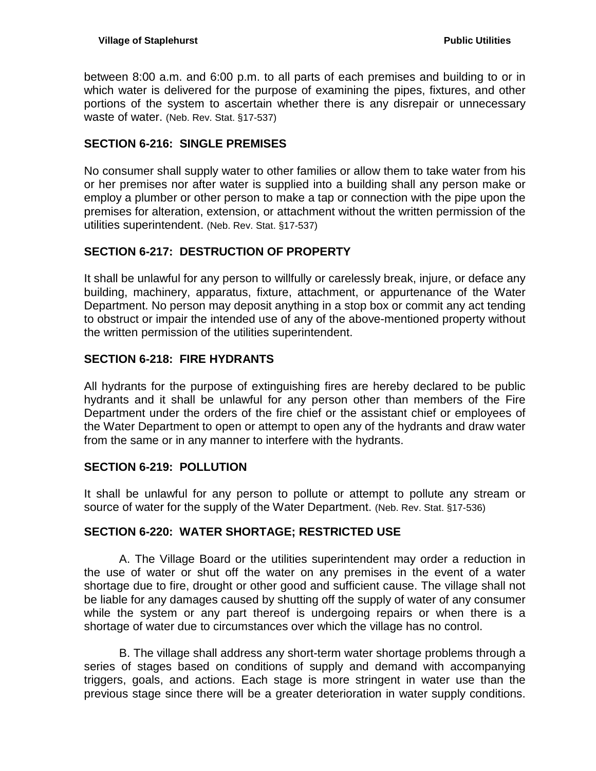between 8:00 a.m. and 6:00 p.m. to all parts of each premises and building to or in which water is delivered for the purpose of examining the pipes, fixtures, and other portions of the system to ascertain whether there is any disrepair or unnecessary waste of water. (Neb. Rev. Stat. §17-537)

## SECTION 6-216: SINGLE PREMISES

No consumer shall supply water to other families or allow them to take water from his or her premises nor after water is supplied into a building shall any person make or employ a plumber or other person to make a tap or connection with the pipe upon the premises for alteration, extension, or attachment without the written permission of the utilities superintendent. (Neb. Rev. Stat. §17-537)

## SECTION 6-217: DESTRUCTION OF PROPERTY

It shall be unlawful for any person to willfully or carelessly break, injure, or deface any building, machinery, apparatus, fixture, attachment, or appurtenance of the Water Department. No person may deposit anything in a stop box or commit any act tending to obstruct or impair the intended use of any of the above-mentioned property without the written permission of the utilities superintendent.

## SECTION 6-218: FIRE HYDRANTS

All hydrants for the purpose of extinguishing fires are hereby declared to be public hydrants and it shall be unlawful for any person other than members of the Fire Department under the orders of the fire chief or the assistant chief or employees of the Water Department to open or attempt to open any of the hydrants and draw water from the same or in any manner to interfere with the hydrants.

## SECTION 6-219: POLLUTION

It shall be unlawful for any person to pollute or attempt to pollute any stream or source of water for the supply of the Water Department. (Neb. Rev. Stat. §17-536)

## SECTION 6-220: WATER SHORTAGE; RESTRICTED USE

A. The Village Board or the utilities superintendent may order a reduction in the use of water or shut off the water on any premises in the event of a water shortage due to fire, drought or other good and sufficient cause. The village shall not be liable for any damages caused by shutting off the supply of water of any consumer while the system or any part thereof is undergoing repairs or when there is a shortage of water due to circumstances over which the village has no control.

B. The village shall address any short-term water shortage problems through a series of stages based on conditions of supply and demand with accompanying triggers, goals, and actions. Each stage is more stringent in water use than the previous stage since there will be a greater deterioration in water supply conditions.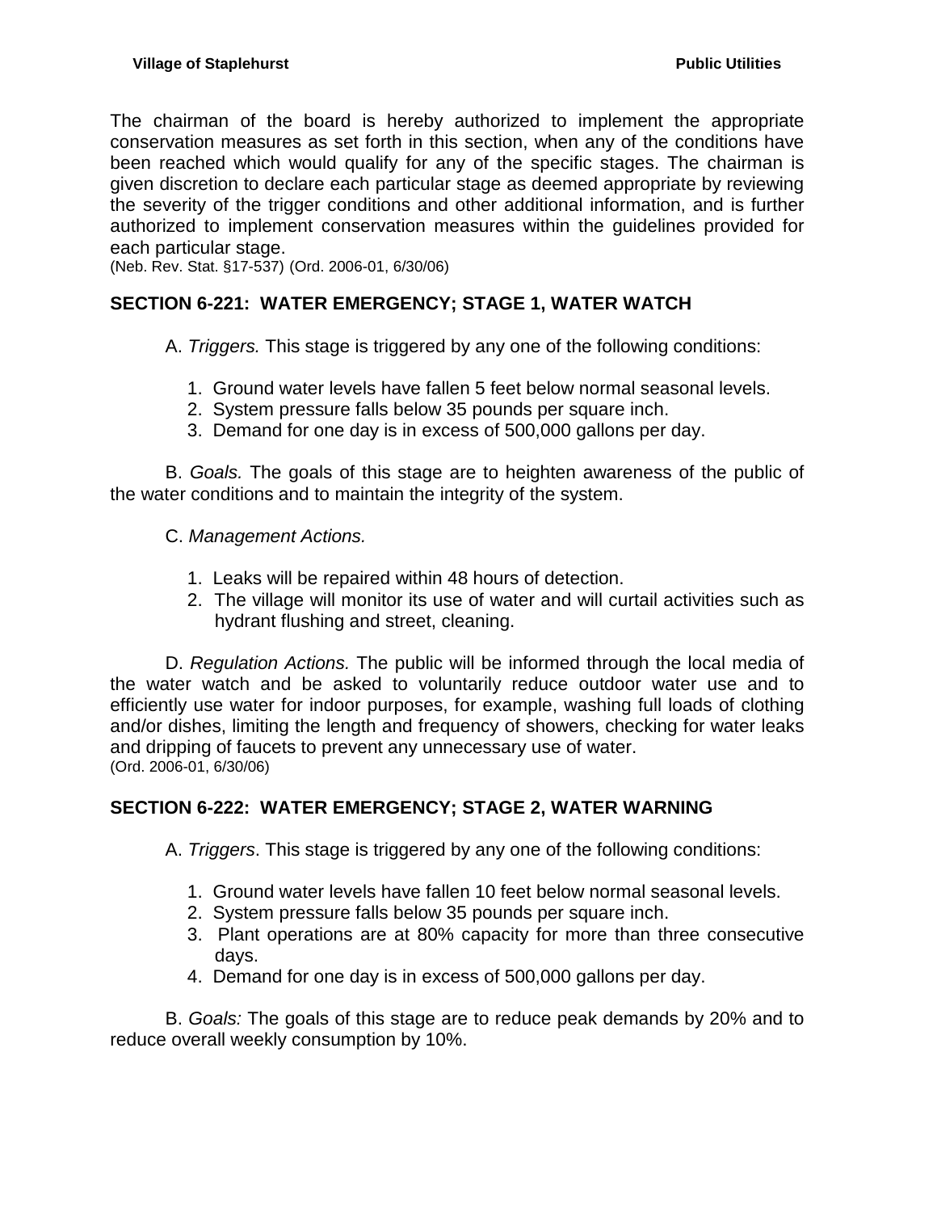The chairman of the board is hereby authorized to implement the appropriate conservation measures as set forth in this section, when any of the conditions have been reached which would qualify for any of the specific stages. The chairman is given discretion to declare each particular stage as deemed appropriate by reviewing the severity of the trigger conditions and other additional information, and is further authorized to implement conservation measures within the guidelines provided for each particular stage.
(Neb. Rev. Stat. §17-537) (Ord. 2006-01, 6/30/06)

## SECTION 6-221: WATER EMERGENCY; STAGE 1, WATER WATCH

A. *Triggers.* This stage is triggered by any one of the following conditions:

1. Ground water levels have fallen 5 feet below normal seasonal levels.
2. System pressure falls below 35 pounds per square inch.
3. Demand for one day is in excess of 500,000 gallons per day.

B. *Goals.* The goals of this stage are to heighten awareness of the public of the water conditions and to maintain the integrity of the system.

C. *Management Actions.*

1. Leaks will be repaired within 48 hours of detection.
2. The village will monitor its use of water and will curtail activities such as hydrant flushing and street, cleaning.

D. *Regulation Actions.* The public will be informed through the local media of the water watch and be asked to voluntarily reduce outdoor water use and to efficiently use water for indoor purposes, for example, washing full loads of clothing and/or dishes, limiting the length and frequency of showers, checking for water leaks and dripping of faucets to prevent any unnecessary use of water.
(Ord. 2006-01, 6/30/06)

## SECTION 6-222: WATER EMERGENCY; STAGE 2, WATER WARNING

A. *Triggers*. This stage is triggered by any one of the following conditions:

1. Ground water levels have fallen 10 feet below normal seasonal levels.
2. System pressure falls below 35 pounds per square inch.
3. Plant operations are at 80% capacity for more than three consecutive days.
4. Demand for one day is in excess of 500,000 gallons per day.

B. *Goals:* The goals of this stage are to reduce peak demands by 20% and to reduce overall weekly consumption by 10%.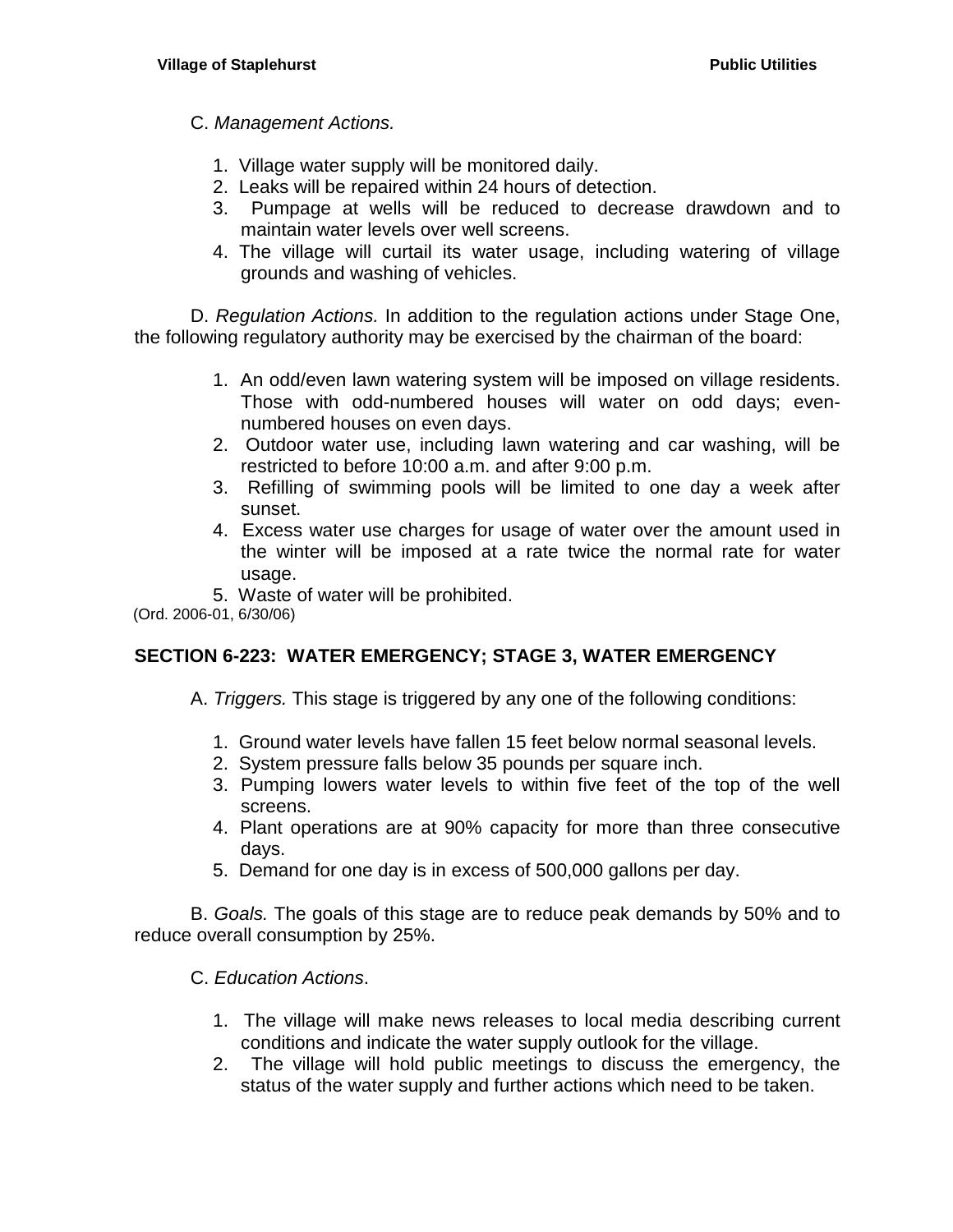C. *Management Actions.*

1. Village water supply will be monitored daily.
2. Leaks will be repaired within 24 hours of detection.
3. Pumpage at wells will be reduced to decrease drawdown and to maintain water levels over well screens.
4. The village will curtail its water usage, including watering of village grounds and washing of vehicles.

D. *Regulation Actions.* In addition to the regulation actions under Stage One, the following regulatory authority may be exercised by the chairman of the board:

1. An odd/even lawn watering system will be imposed on village residents. Those with odd-numbered houses will water on odd days; even-numbered houses on even days.
2. Outdoor water use, including lawn watering and car washing, will be restricted to before 10:00 a.m. and after 9:00 p.m.
3. Refilling of swimming pools will be limited to one day a week after sunset.
4. Excess water use charges for usage of water over the amount used in the winter will be imposed at a rate twice the normal rate for water usage.
5. Waste of water will be prohibited.

(Ord. 2006-01, 6/30/06)

## SECTION 6-223: WATER EMERGENCY; STAGE 3, WATER EMERGENCY

A. *Triggers.* This stage is triggered by any one of the following conditions:

1. Ground water levels have fallen 15 feet below normal seasonal levels.
2. System pressure falls below 35 pounds per square inch.
3. Pumping lowers water levels to within five feet of the top of the well screens.
4. Plant operations are at 90% capacity for more than three consecutive days.
5. Demand for one day is in excess of 500,000 gallons per day.

B. *Goals.* The goals of this stage are to reduce peak demands by 50% and to reduce overall consumption by 25%.

C. *Education Actions*.

1. The village will make news releases to local media describing current conditions and indicate the water supply outlook for the village.
2. The village will hold public meetings to discuss the emergency, the status of the water supply and further actions which need to be taken.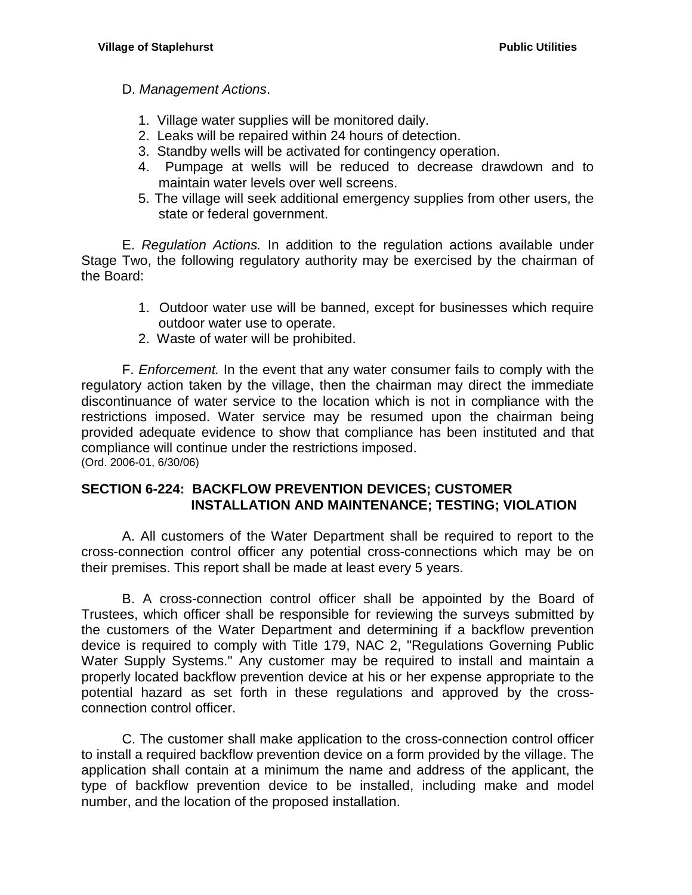D. *Management Actions*.

1. Village water supplies will be monitored daily.
2. Leaks will be repaired within 24 hours of detection.
3. Standby wells will be activated for contingency operation.
4. Pumpage at wells will be reduced to decrease drawdown and to maintain water levels over well screens.
5. The village will seek additional emergency supplies from other users, the state or federal government.

E. *Regulation Actions.* In addition to the regulation actions available under Stage Two, the following regulatory authority may be exercised by the chairman of the Board:

1. Outdoor water use will be banned, except for businesses which require outdoor water use to operate.
2. Waste of water will be prohibited.

F. *Enforcement.* In the event that any water consumer fails to comply with the regulatory action taken by the village, then the chairman may direct the immediate discontinuance of water service to the location which is not in compliance with the restrictions imposed. Water service may be resumed upon the chairman being provided adequate evidence to show that compliance has been instituted and that compliance will continue under the restrictions imposed.
(Ord. 2006-01, 6/30/06)

## SECTION 6-224: BACKFLOW PREVENTION DEVICES; CUSTOMER INSTALLATION AND MAINTENANCE; TESTING; VIOLATION

A. All customers of the Water Department shall be required to report to the cross-connection control officer any potential cross-connections which may be on their premises. This report shall be made at least every 5 years.

B. A cross-connection control officer shall be appointed by the Board of Trustees, which officer shall be responsible for reviewing the surveys submitted by the customers of the Water Department and determining if a backflow prevention device is required to comply with Title 179, NAC 2, "Regulations Governing Public Water Supply Systems." Any customer may be required to install and maintain a properly located backflow prevention device at his or her expense appropriate to the potential hazard as set forth in these regulations and approved by the cross-connection control officer.

C. The customer shall make application to the cross-connection control officer to install a required backflow prevention device on a form provided by the village. The application shall contain at a minimum the name and address of the applicant, the type of backflow prevention device to be installed, including make and model number, and the location of the proposed installation.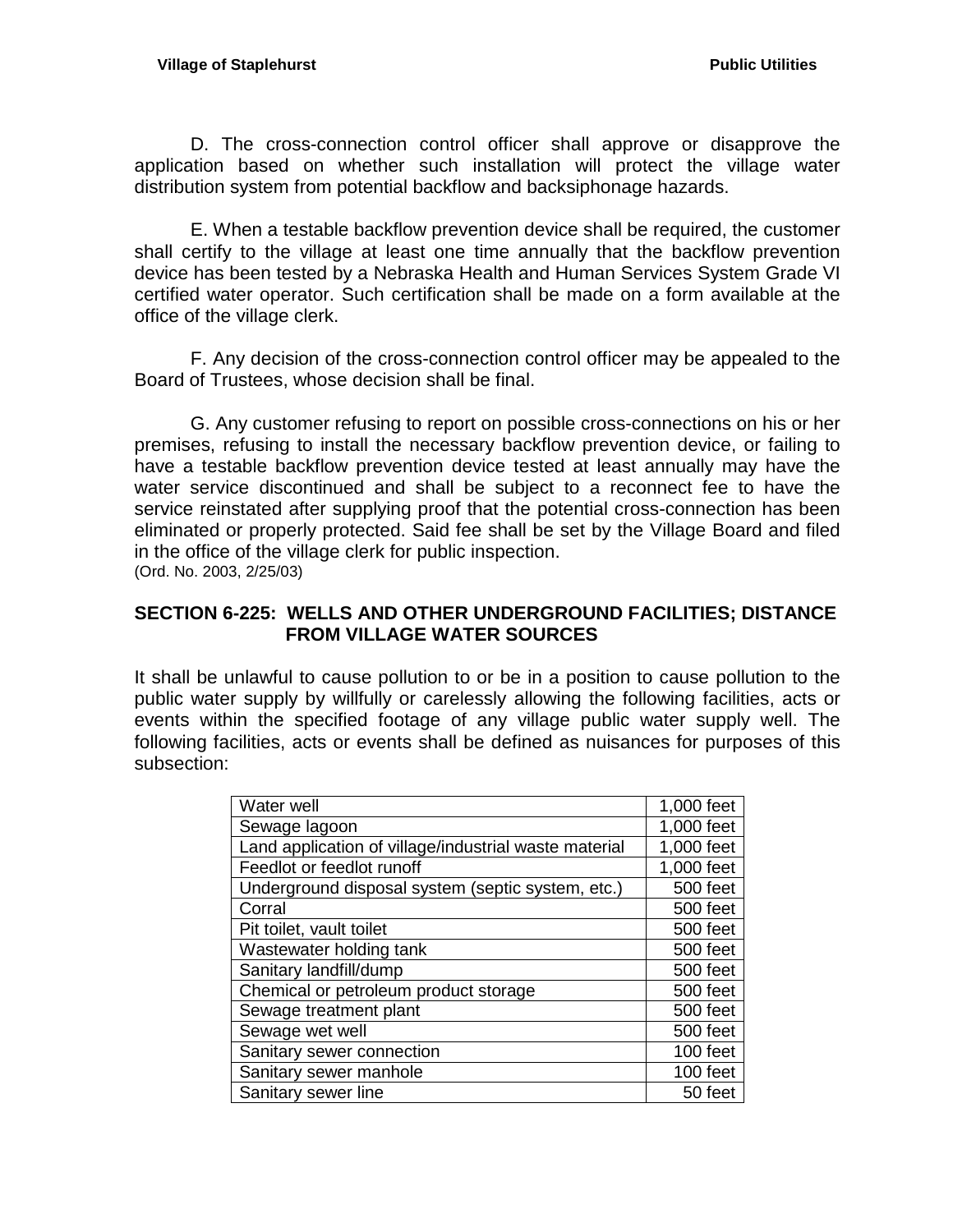D. The cross-connection control officer shall approve or disapprove the application based on whether such installation will protect the village water distribution system from potential backflow and backsiphonage hazards.

E. When a testable backflow prevention device shall be required, the customer shall certify to the village at least one time annually that the backflow prevention device has been tested by a Nebraska Health and Human Services System Grade VI certified water operator. Such certification shall be made on a form available at the office of the village clerk.

F. Any decision of the cross-connection control officer may be appealed to the Board of Trustees, whose decision shall be final.

G. Any customer refusing to report on possible cross-connections on his or her premises, refusing to install the necessary backflow prevention device, or failing to have a testable backflow prevention device tested at least annually may have the water service discontinued and shall be subject to a reconnect fee to have the service reinstated after supplying proof that the potential cross-connection has been eliminated or properly protected. Said fee shall be set by the Village Board and filed in the office of the village clerk for public inspection.
(Ord. No. 2003, 2/25/03)

## SECTION 6-225: WELLS AND OTHER UNDERGROUND FACILITIES; DISTANCE FROM VILLAGE WATER SOURCES

It shall be unlawful to cause pollution to or be in a position to cause pollution to the public water supply by willfully or carelessly allowing the following facilities, acts or events within the specified footage of any village public water supply well. The following facilities, acts or events shall be defined as nuisances for purposes of this subsection:

| | |
|---|---:|
| Water well | 1,000 feet |
| Sewage lagoon | 1,000 feet |
| Land application of village/industrial waste material | 1,000 feet |
| Feedlot or feedlot runoff | 1,000 feet |
| Underground disposal system (septic system, etc.) | 500 feet |
| Corral | 500 feet |
| Pit toilet, vault toilet | 500 feet |
| Wastewater holding tank | 500 feet |
| Sanitary landfill/dump | 500 feet |
| Chemical or petroleum product storage | 500 feet |
| Sewage treatment plant | 500 feet |
| Sewage wet well | 500 feet |
| Sanitary sewer connection | 100 feet |
| Sanitary sewer manhole | 100 feet |
| Sanitary sewer line | 50 feet |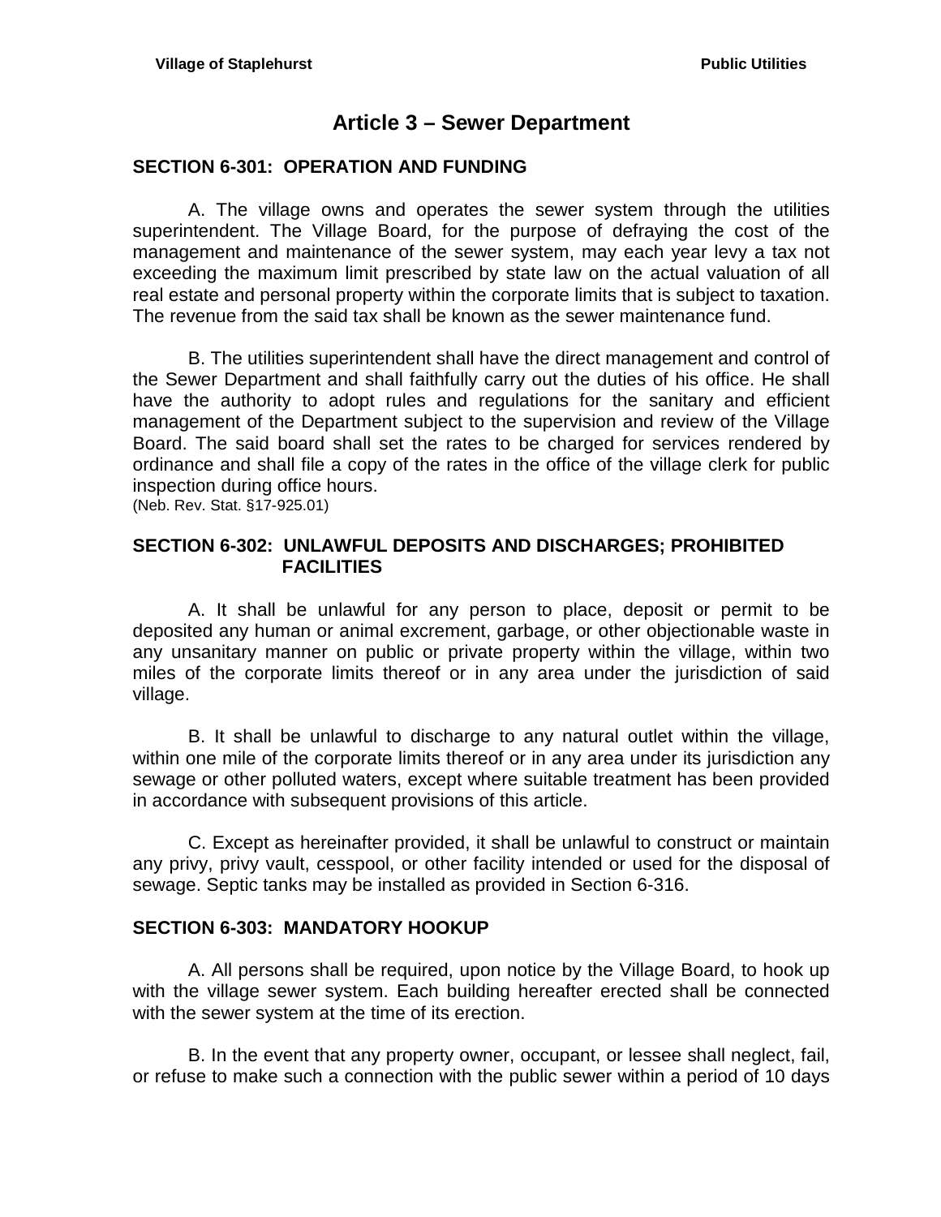# Article 3 – Sewer Department

## SECTION 6-301: OPERATION AND FUNDING

A. The village owns and operates the sewer system through the utilities superintendent. The Village Board, for the purpose of defraying the cost of the management and maintenance of the sewer system, may each year levy a tax not exceeding the maximum limit prescribed by state law on the actual valuation of all real estate and personal property within the corporate limits that is subject to taxation. The revenue from the said tax shall be known as the sewer maintenance fund.

B. The utilities superintendent shall have the direct management and control of the Sewer Department and shall faithfully carry out the duties of his office. He shall have the authority to adopt rules and regulations for the sanitary and efficient management of the Department subject to the supervision and review of the Village Board. The said board shall set the rates to be charged for services rendered by ordinance and shall file a copy of the rates in the office of the village clerk for public inspection during office hours.
(Neb. Rev. Stat. §17-925.01)

## SECTION 6-302: UNLAWFUL DEPOSITS AND DISCHARGES; PROHIBITED FACILITIES

A. It shall be unlawful for any person to place, deposit or permit to be deposited any human or animal excrement, garbage, or other objectionable waste in any unsanitary manner on public or private property within the village, within two miles of the corporate limits thereof or in any area under the jurisdiction of said village.

B. It shall be unlawful to discharge to any natural outlet within the village, within one mile of the corporate limits thereof or in any area under its jurisdiction any sewage or other polluted waters, except where suitable treatment has been provided in accordance with subsequent provisions of this article.

C. Except as hereinafter provided, it shall be unlawful to construct or maintain any privy, privy vault, cesspool, or other facility intended or used for the disposal of sewage. Septic tanks may be installed as provided in Section 6-316.

## SECTION 6-303: MANDATORY HOOKUP

A. All persons shall be required, upon notice by the Village Board, to hook up with the village sewer system. Each building hereafter erected shall be connected with the sewer system at the time of its erection.

B. In the event that any property owner, occupant, or lessee shall neglect, fail, or refuse to make such a connection with the public sewer within a period of 10 days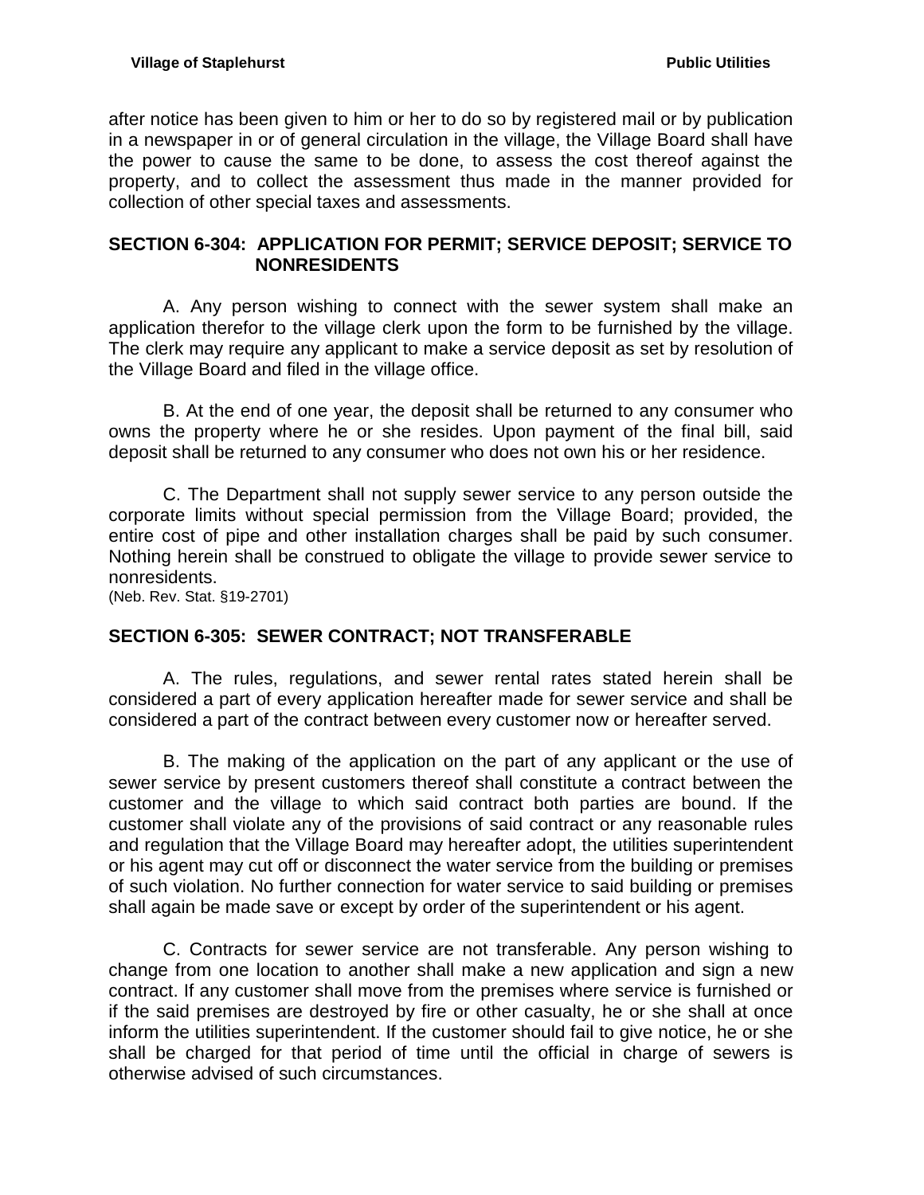after notice has been given to him or her to do so by registered mail or by publication in a newspaper in or of general circulation in the village, the Village Board shall have the power to cause the same to be done, to assess the cost thereof against the property, and to collect the assessment thus made in the manner provided for collection of other special taxes and assessments.

## SECTION 6-304: APPLICATION FOR PERMIT; SERVICE DEPOSIT; SERVICE TO NONRESIDENTS

A. Any person wishing to connect with the sewer system shall make an application therefor to the village clerk upon the form to be furnished by the village. The clerk may require any applicant to make a service deposit as set by resolution of the Village Board and filed in the village office.

B. At the end of one year, the deposit shall be returned to any consumer who owns the property where he or she resides. Upon payment of the final bill, said deposit shall be returned to any consumer who does not own his or her residence.

C. The Department shall not supply sewer service to any person outside the corporate limits without special permission from the Village Board; provided, the entire cost of pipe and other installation charges shall be paid by such consumer. Nothing herein shall be construed to obligate the village to provide sewer service to nonresidents.
(Neb. Rev. Stat. §19-2701)

## SECTION 6-305: SEWER CONTRACT; NOT TRANSFERABLE

A. The rules, regulations, and sewer rental rates stated herein shall be considered a part of every application hereafter made for sewer service and shall be considered a part of the contract between every customer now or hereafter served.

B. The making of the application on the part of any applicant or the use of sewer service by present customers thereof shall constitute a contract between the customer and the village to which said contract both parties are bound. If the customer shall violate any of the provisions of said contract or any reasonable rules and regulation that the Village Board may hereafter adopt, the utilities superintendent or his agent may cut off or disconnect the water service from the building or premises of such violation. No further connection for water service to said building or premises shall again be made save or except by order of the superintendent or his agent.

C. Contracts for sewer service are not transferable. Any person wishing to change from one location to another shall make a new application and sign a new contract. If any customer shall move from the premises where service is furnished or if the said premises are destroyed by fire or other casualty, he or she shall at once inform the utilities superintendent. If the customer should fail to give notice, he or she shall be charged for that period of time until the official in charge of sewers is otherwise advised of such circumstances.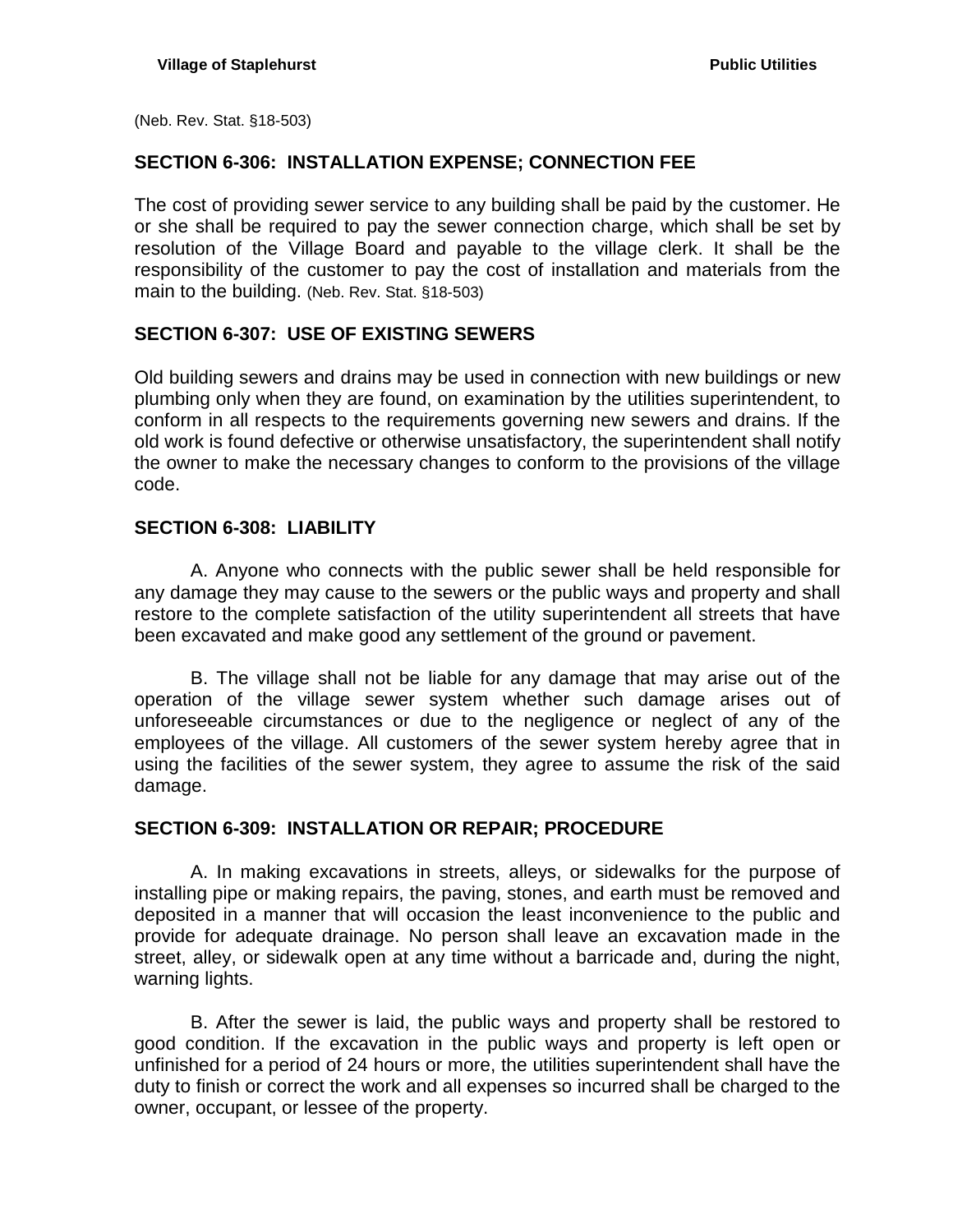(Neb. Rev. Stat. §18-503)

## SECTION 6-306: INSTALLATION EXPENSE; CONNECTION FEE

The cost of providing sewer service to any building shall be paid by the customer. He or she shall be required to pay the sewer connection charge, which shall be set by resolution of the Village Board and payable to the village clerk. It shall be the responsibility of the customer to pay the cost of installation and materials from the main to the building. (Neb. Rev. Stat. §18-503)

## SECTION 6-307: USE OF EXISTING SEWERS

Old building sewers and drains may be used in connection with new buildings or new plumbing only when they are found, on examination by the utilities superintendent, to conform in all respects to the requirements governing new sewers and drains. If the old work is found defective or otherwise unsatisfactory, the superintendent shall notify the owner to make the necessary changes to conform to the provisions of the village code.

## SECTION 6-308: LIABILITY

A. Anyone who connects with the public sewer shall be held responsible for any damage they may cause to the sewers or the public ways and property and shall restore to the complete satisfaction of the utility superintendent all streets that have been excavated and make good any settlement of the ground or pavement.

B. The village shall not be liable for any damage that may arise out of the operation of the village sewer system whether such damage arises out of unforeseeable circumstances or due to the negligence or neglect of any of the employees of the village. All customers of the sewer system hereby agree that in using the facilities of the sewer system, they agree to assume the risk of the said damage.

## SECTION 6-309: INSTALLATION OR REPAIR; PROCEDURE

A. In making excavations in streets, alleys, or sidewalks for the purpose of installing pipe or making repairs, the paving, stones, and earth must be removed and deposited in a manner that will occasion the least inconvenience to the public and provide for adequate drainage. No person shall leave an excavation made in the street, alley, or sidewalk open at any time without a barricade and, during the night, warning lights.

B. After the sewer is laid, the public ways and property shall be restored to good condition. If the excavation in the public ways and property is left open or unfinished for a period of 24 hours or more, the utilities superintendent shall have the duty to finish or correct the work and all expenses so incurred shall be charged to the owner, occupant, or lessee of the property.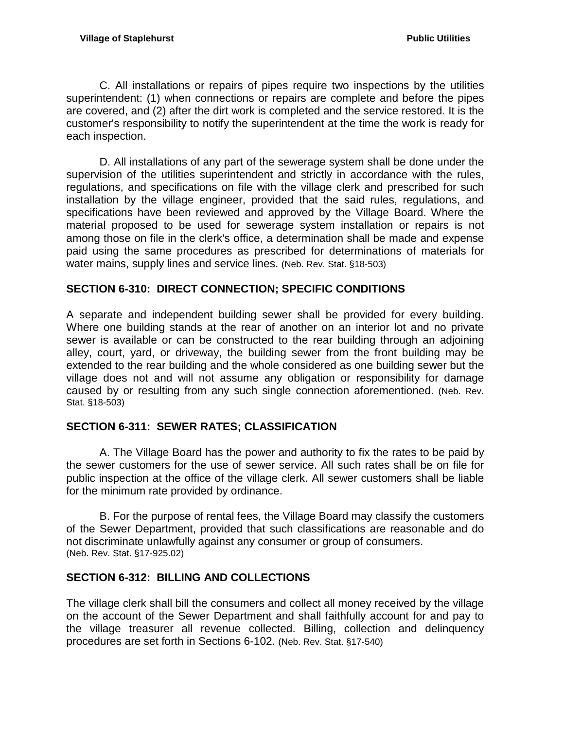C. All installations or repairs of pipes require two inspections by the utilities superintendent: (1) when connections or repairs are complete and before the pipes are covered, and (2) after the dirt work is completed and the service restored. It is the customer's responsibility to notify the superintendent at the time the work is ready for each inspection.

D. All installations of any part of the sewerage system shall be done under the supervision of the utilities superintendent and strictly in accordance with the rules, regulations, and specifications on file with the village clerk and prescribed for such installation by the village engineer, provided that the said rules, regulations, and specifications have been reviewed and approved by the Village Board. Where the material proposed to be used for sewerage system installation or repairs is not among those on file in the clerk's office, a determination shall be made and expense paid using the same procedures as prescribed for determinations of materials for water mains, supply lines and service lines. (Neb. Rev. Stat. §18-503)

## SECTION 6-310: DIRECT CONNECTION; SPECIFIC CONDITIONS

A separate and independent building sewer shall be provided for every building. Where one building stands at the rear of another on an interior lot and no private sewer is available or can be constructed to the rear building through an adjoining alley, court, yard, or driveway, the building sewer from the front building may be extended to the rear building and the whole considered as one building sewer but the village does not and will not assume any obligation or responsibility for damage caused by or resulting from any such single connection aforementioned. (Neb. Rev. Stat. §18-503)

## SECTION 6-311: SEWER RATES; CLASSIFICATION

A. The Village Board has the power and authority to fix the rates to be paid by the sewer customers for the use of sewer service. All such rates shall be on file for public inspection at the office of the village clerk. All sewer customers shall be liable for the minimum rate provided by ordinance.

B. For the purpose of rental fees, the Village Board may classify the customers of the Sewer Department, provided that such classifications are reasonable and do not discriminate unlawfully against any consumer or group of consumers. (Neb. Rev. Stat. §17-925.02)

## SECTION 6-312: BILLING AND COLLECTIONS

The village clerk shall bill the consumers and collect all money received by the village on the account of the Sewer Department and shall faithfully account for and pay to the village treasurer all revenue collected. Billing, collection and delinquency procedures are set forth in Sections 6-102. (Neb. Rev. Stat. §17-540)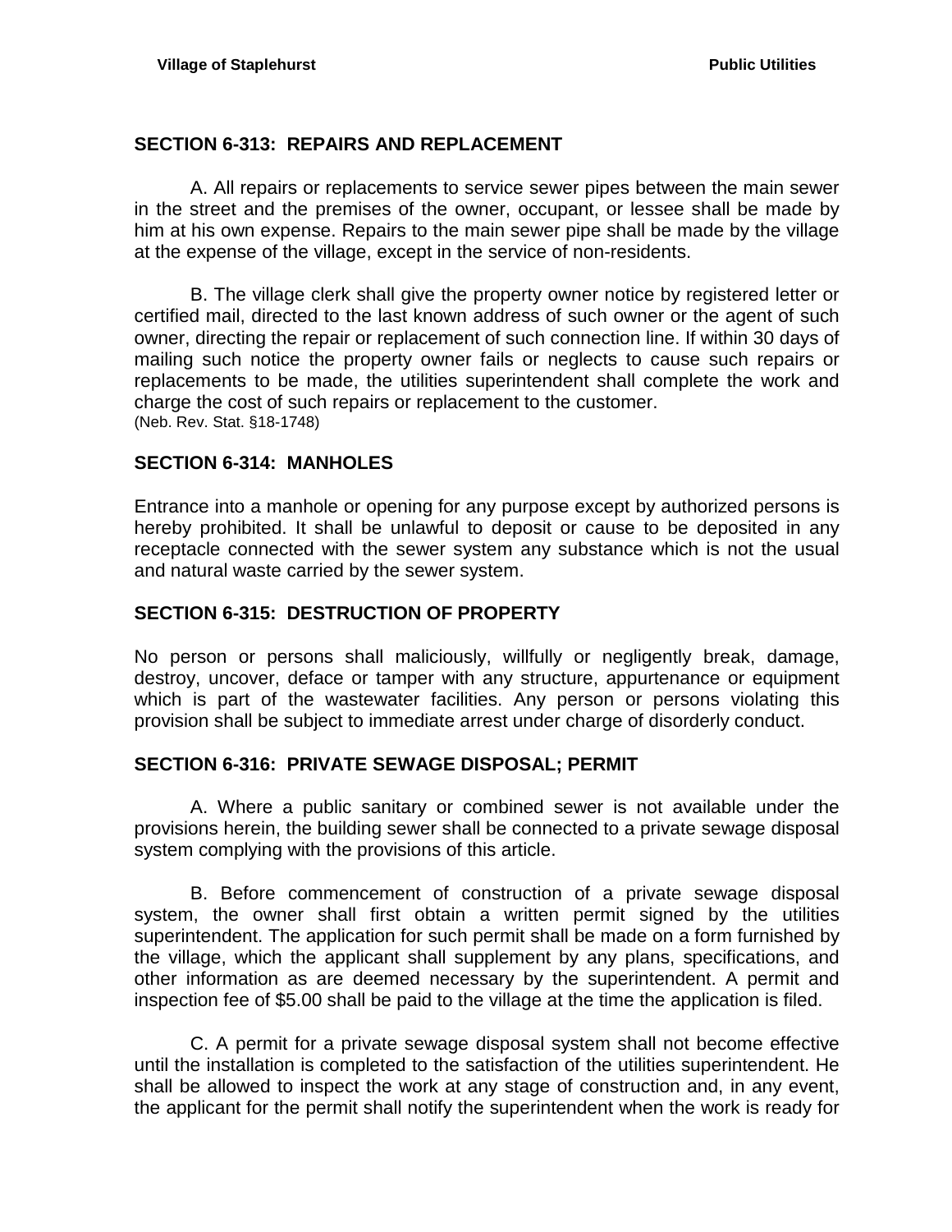## SECTION 6-313: REPAIRS AND REPLACEMENT

A. All repairs or replacements to service sewer pipes between the main sewer in the street and the premises of the owner, occupant, or lessee shall be made by him at his own expense. Repairs to the main sewer pipe shall be made by the village at the expense of the village, except in the service of non-residents.

B. The village clerk shall give the property owner notice by registered letter or certified mail, directed to the last known address of such owner or the agent of such owner, directing the repair or replacement of such connection line. If within 30 days of mailing such notice the property owner fails or neglects to cause such repairs or replacements to be made, the utilities superintendent shall complete the work and charge the cost of such repairs or replacement to the customer.
(Neb. Rev. Stat. §18-1748)

## SECTION 6-314: MANHOLES

Entrance into a manhole or opening for any purpose except by authorized persons is hereby prohibited. It shall be unlawful to deposit or cause to be deposited in any receptacle connected with the sewer system any substance which is not the usual and natural waste carried by the sewer system.

## SECTION 6-315: DESTRUCTION OF PROPERTY

No person or persons shall maliciously, willfully or negligently break, damage, destroy, uncover, deface or tamper with any structure, appurtenance or equipment which is part of the wastewater facilities. Any person or persons violating this provision shall be subject to immediate arrest under charge of disorderly conduct.

## SECTION 6-316: PRIVATE SEWAGE DISPOSAL; PERMIT

A. Where a public sanitary or combined sewer is not available under the provisions herein, the building sewer shall be connected to a private sewage disposal system complying with the provisions of this article.

B. Before commencement of construction of a private sewage disposal system, the owner shall first obtain a written permit signed by the utilities superintendent. The application for such permit shall be made on a form furnished by the village, which the applicant shall supplement by any plans, specifications, and other information as are deemed necessary by the superintendent. A permit and inspection fee of $5.00 shall be paid to the village at the time the application is filed.

C. A permit for a private sewage disposal system shall not become effective until the installation is completed to the satisfaction of the utilities superintendent. He shall be allowed to inspect the work at any stage of construction and, in any event, the applicant for the permit shall notify the superintendent when the work is ready for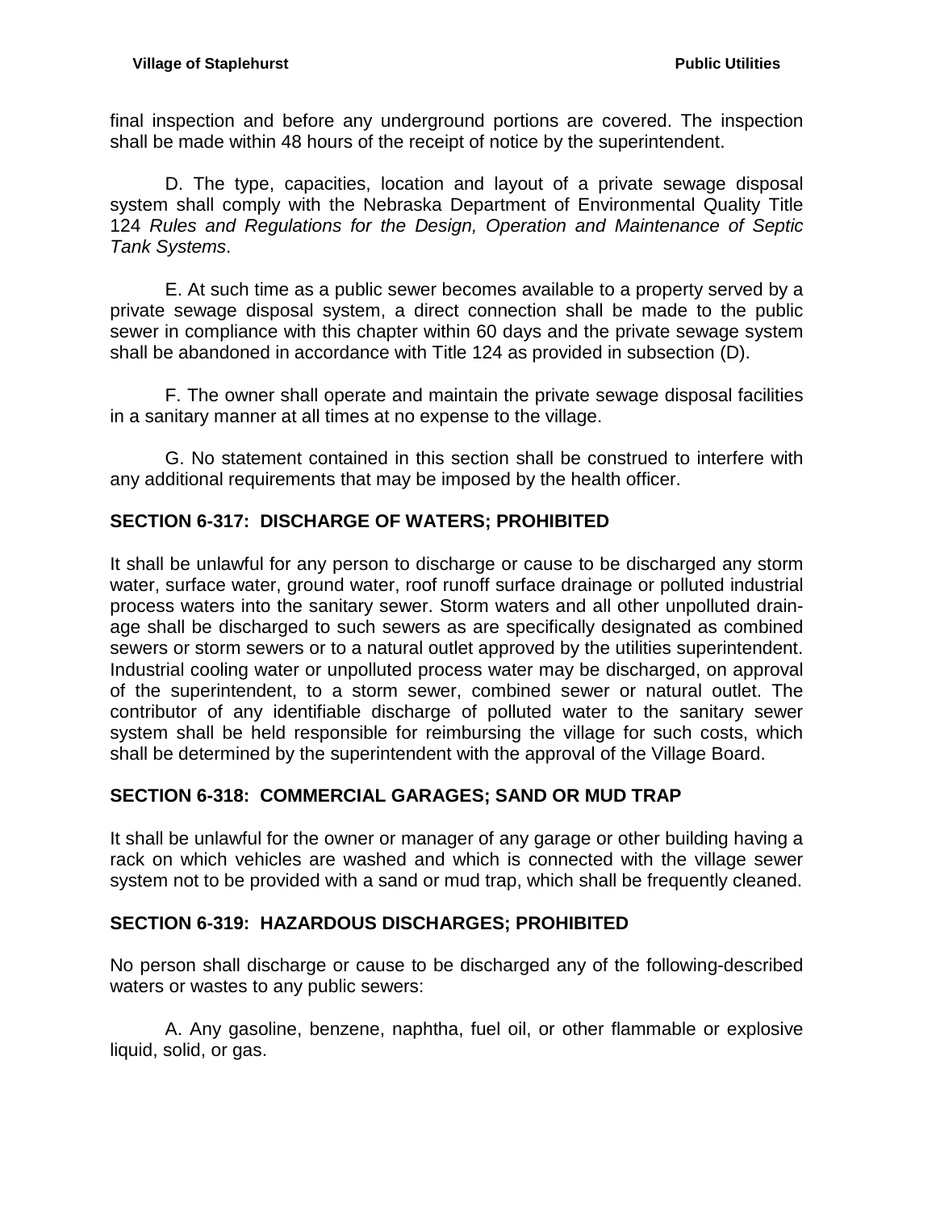final inspection and before any underground portions are covered. The inspection shall be made within 48 hours of the receipt of notice by the superintendent.

D. The type, capacities, location and layout of a private sewage disposal system shall comply with the Nebraska Department of Environmental Quality Title 124 *Rules and Regulations for the Design, Operation and Maintenance of Septic Tank Systems*.

E. At such time as a public sewer becomes available to a property served by a private sewage disposal system, a direct connection shall be made to the public sewer in compliance with this chapter within 60 days and the private sewage system shall be abandoned in accordance with Title 124 as provided in subsection (D).

F. The owner shall operate and maintain the private sewage disposal facilities in a sanitary manner at all times at no expense to the village.

G. No statement contained in this section shall be construed to interfere with any additional requirements that may be imposed by the health officer.

## SECTION 6-317: DISCHARGE OF WATERS; PROHIBITED

It shall be unlawful for any person to discharge or cause to be discharged any storm water, surface water, ground water, roof runoff surface drainage or polluted industrial process waters into the sanitary sewer. Storm waters and all other unpolluted drainage shall be discharged to such sewers as are specifically designated as combined sewers or storm sewers or to a natural outlet approved by the utilities superintendent. Industrial cooling water or unpolluted process water may be discharged, on approval of the superintendent, to a storm sewer, combined sewer or natural outlet. The contributor of any identifiable discharge of polluted water to the sanitary sewer system shall be held responsible for reimbursing the village for such costs, which shall be determined by the superintendent with the approval of the Village Board.

## SECTION 6-318: COMMERCIAL GARAGES; SAND OR MUD TRAP

It shall be unlawful for the owner or manager of any garage or other building having a rack on which vehicles are washed and which is connected with the village sewer system not to be provided with a sand or mud trap, which shall be frequently cleaned.

## SECTION 6-319: HAZARDOUS DISCHARGES; PROHIBITED

No person shall discharge or cause to be discharged any of the following-described waters or wastes to any public sewers:

A. Any gasoline, benzene, naphtha, fuel oil, or other flammable or explosive liquid, solid, or gas.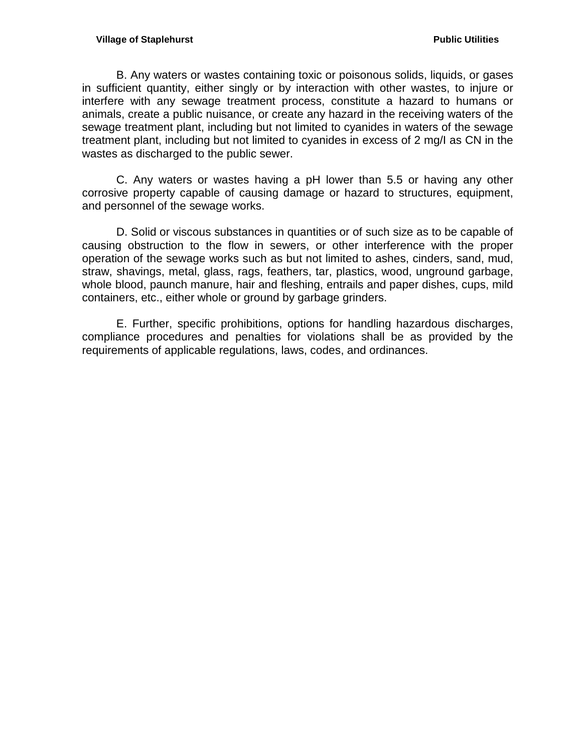B. Any waters or wastes containing toxic or poisonous solids, liquids, or gases in sufficient quantity, either singly or by interaction with other wastes, to injure or interfere with any sewage treatment process, constitute a hazard to humans or animals, create a public nuisance, or create any hazard in the receiving waters of the sewage treatment plant, including but not limited to cyanides in waters of the sewage treatment plant, including but not limited to cyanides in excess of 2 mg/I as CN in the wastes as discharged to the public sewer.

C. Any waters or wastes having a pH lower than 5.5 or having any other corrosive property capable of causing damage or hazard to structures, equipment, and personnel of the sewage works.

D. Solid or viscous substances in quantities or of such size as to be capable of causing obstruction to the flow in sewers, or other interference with the proper operation of the sewage works such as but not limited to ashes, cinders, sand, mud, straw, shavings, metal, glass, rags, feathers, tar, plastics, wood, unground garbage, whole blood, paunch manure, hair and fleshing, entrails and paper dishes, cups, mild containers, etc., either whole or ground by garbage grinders.

E. Further, specific prohibitions, options for handling hazardous discharges, compliance procedures and penalties for violations shall be as provided by the requirements of applicable regulations, laws, codes, and ordinances.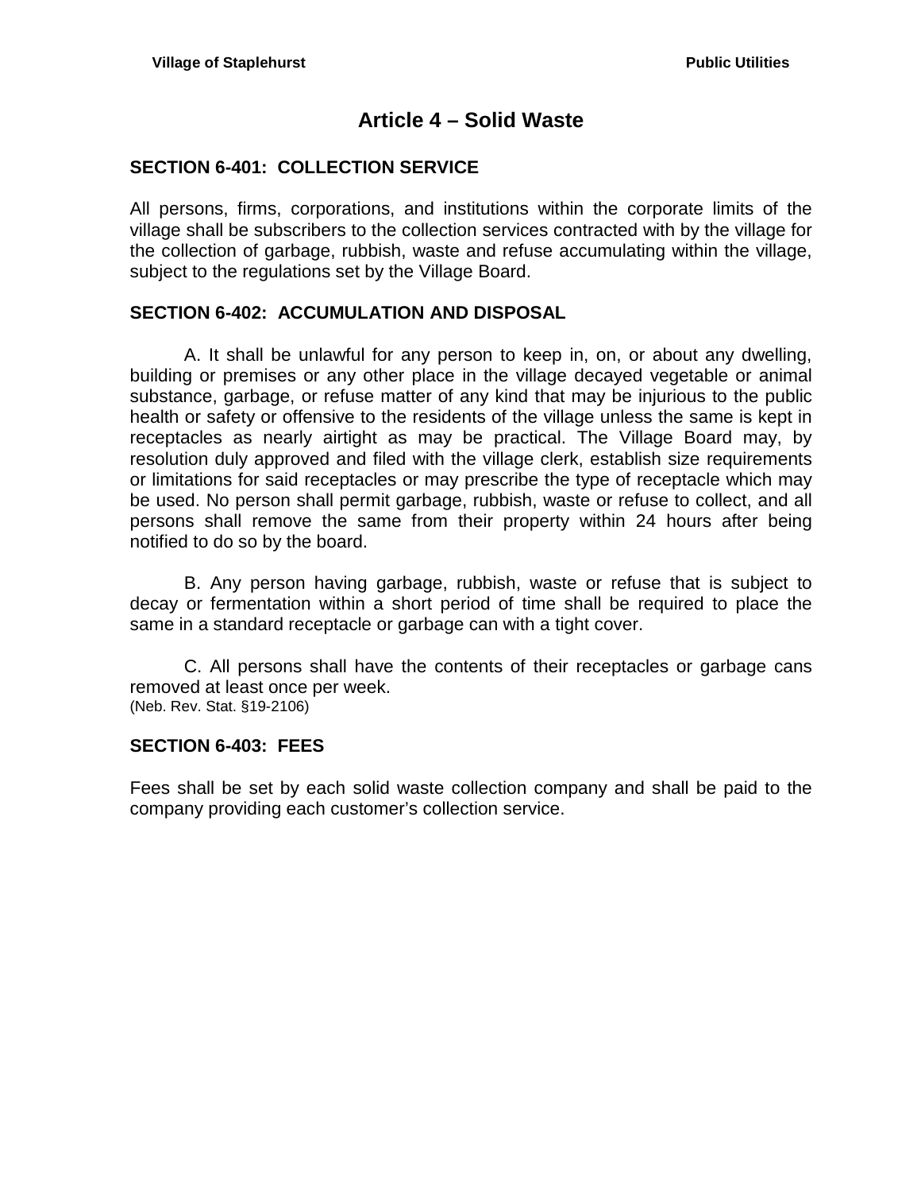# Article 4 – Solid Waste

## SECTION 6-401: COLLECTION SERVICE

All persons, firms, corporations, and institutions within the corporate limits of the village shall be subscribers to the collection services contracted with by the village for the collection of garbage, rubbish, waste and refuse accumulating within the village, subject to the regulations set by the Village Board.

## SECTION 6-402: ACCUMULATION AND DISPOSAL

A. It shall be unlawful for any person to keep in, on, or about any dwelling, building or premises or any other place in the village decayed vegetable or animal substance, garbage, or refuse matter of any kind that may be injurious to the public health or safety or offensive to the residents of the village unless the same is kept in receptacles as nearly airtight as may be practical. The Village Board may, by resolution duly approved and filed with the village clerk, establish size requirements or limitations for said receptacles or may prescribe the type of receptacle which may be used. No person shall permit garbage, rubbish, waste or refuse to collect, and all persons shall remove the same from their property within 24 hours after being notified to do so by the board.

B. Any person having garbage, rubbish, waste or refuse that is subject to decay or fermentation within a short period of time shall be required to place the same in a standard receptacle or garbage can with a tight cover.

C. All persons shall have the contents of their receptacles or garbage cans removed at least once per week.
(Neb. Rev. Stat. §19-2106)

## SECTION 6-403: FEES

Fees shall be set by each solid waste collection company and shall be paid to the company providing each customer's collection service.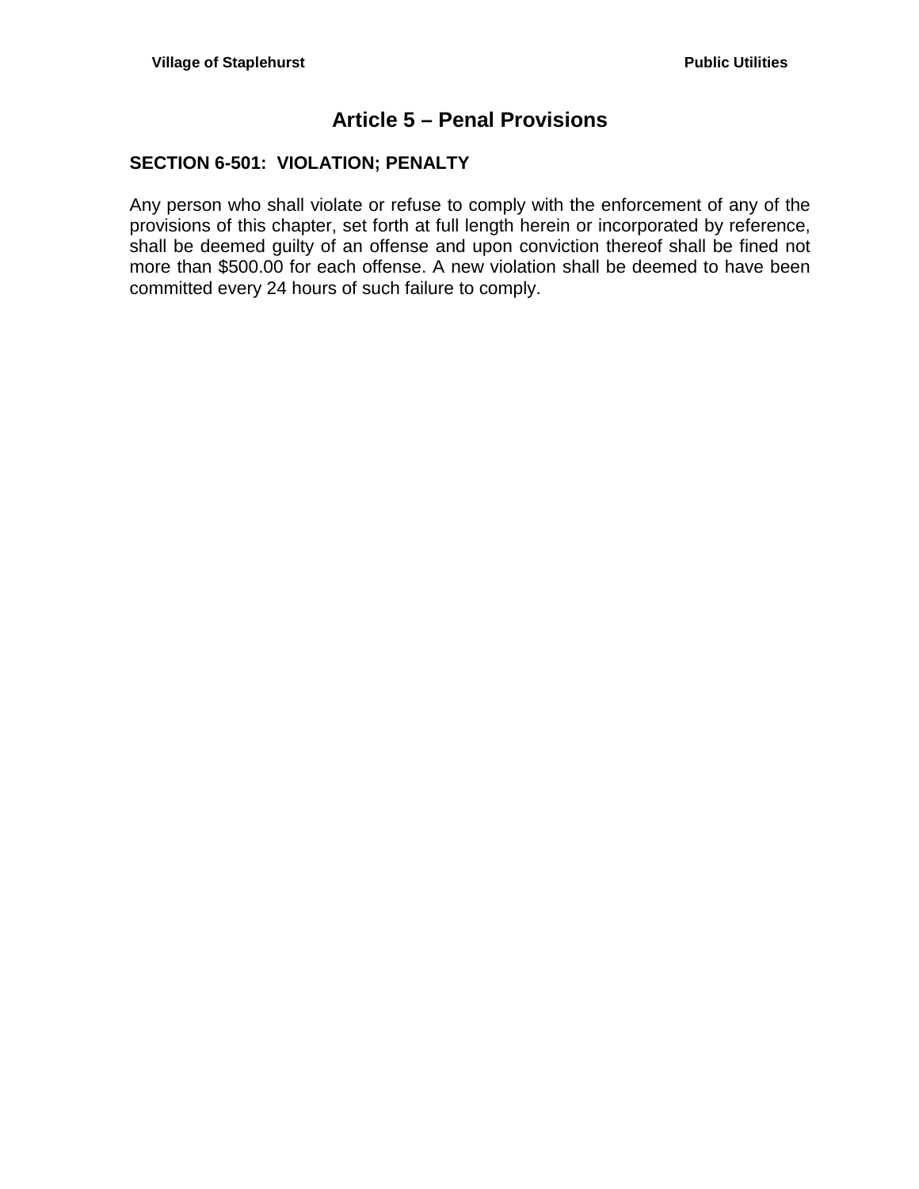# Article 5 – Penal Provisions

## SECTION 6-501: VIOLATION; PENALTY

Any person who shall violate or refuse to comply with the enforcement of any of the provisions of this chapter, set forth at full length herein or incorporated by reference, shall be deemed guilty of an offense and upon conviction thereof shall be fined not more than $500.00 for each offense. A new violation shall be deemed to have been committed every 24 hours of such failure to comply.